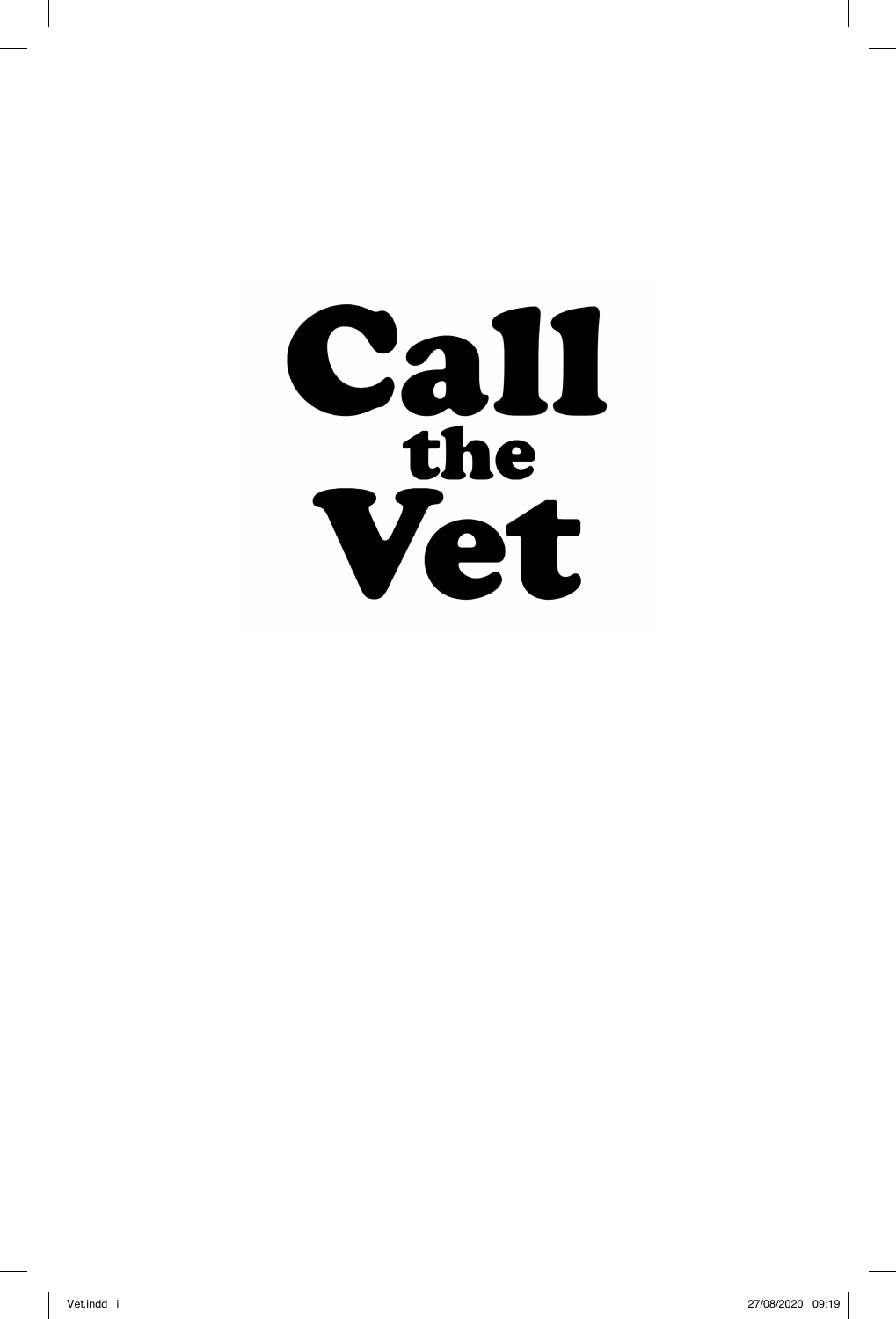# Call the Vet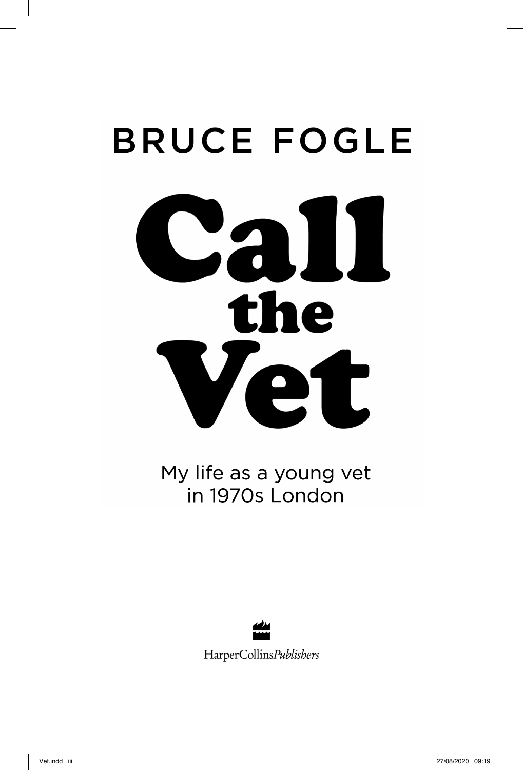BRUCE FOGLE

# Call the Vet

My life as a young vet in 1970s London

HarperCollins*Publishers*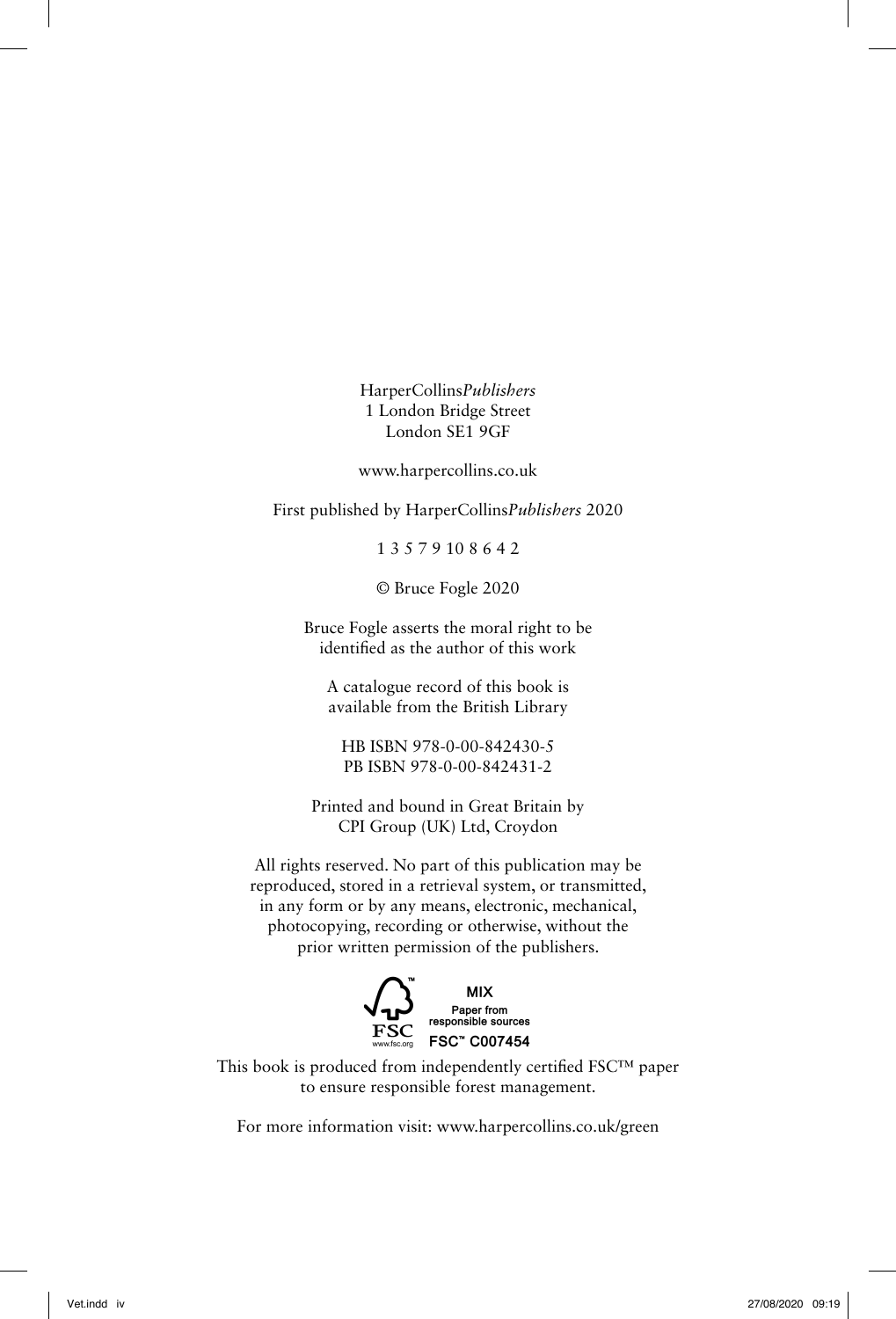HarperCollins*Publishers*
1 London Bridge Street
London SE1 9GF

www.harpercollins.co.uk

First published by HarperCollins*Publishers* 2020

1 3 5 7 9 10 8 6 4 2

© Bruce Fogle 2020

Bruce Fogle asserts the moral right to be identified as the author of this work

A catalogue record of this book is available from the British Library

HB ISBN 978-0-00-842430-5
PB ISBN 978-0-00-842431-2

Printed and bound in Great Britain by
CPI Group (UK) Ltd, Croydon

All rights reserved. No part of this publication may be reproduced, stored in a retrieval system, or transmitted, in any form or by any means, electronic, mechanical, photocopying, recording or otherwise, without the prior written permission of the publishers.

FSC™ www.fsc.org MIX Paper from responsible sources FSC™ C007454

This book is produced from independently certified FSC™ paper to ensure responsible forest management.

For more information visit: www.harpercollins.co.uk/green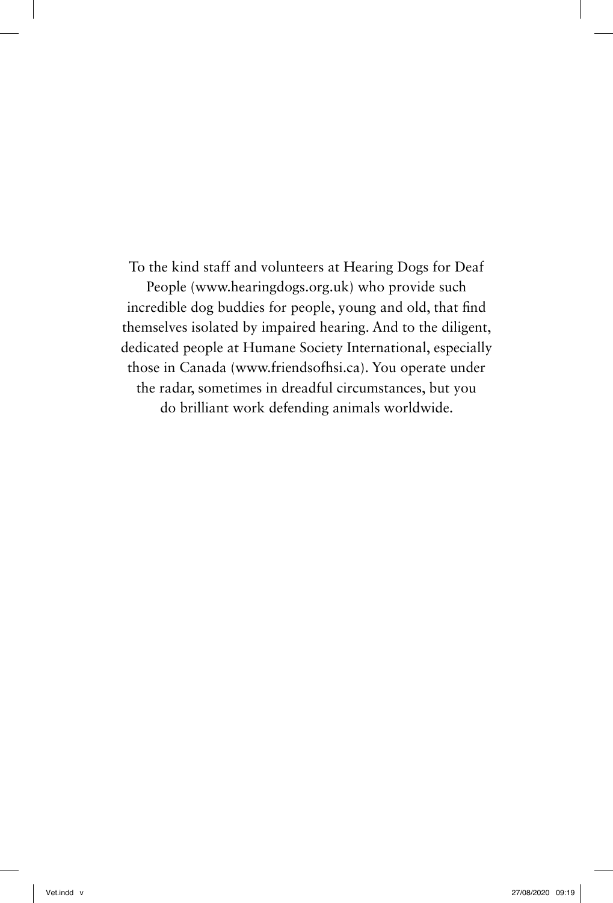To the kind staff and volunteers at Hearing Dogs for Deaf People (www.hearingdogs.org.uk) who provide such incredible dog buddies for people, young and old, that find themselves isolated by impaired hearing. And to the diligent, dedicated people at Humane Society International, especially those in Canada (www.friendsofhsi.ca). You operate under the radar, sometimes in dreadful circumstances, but you do brilliant work defending animals worldwide.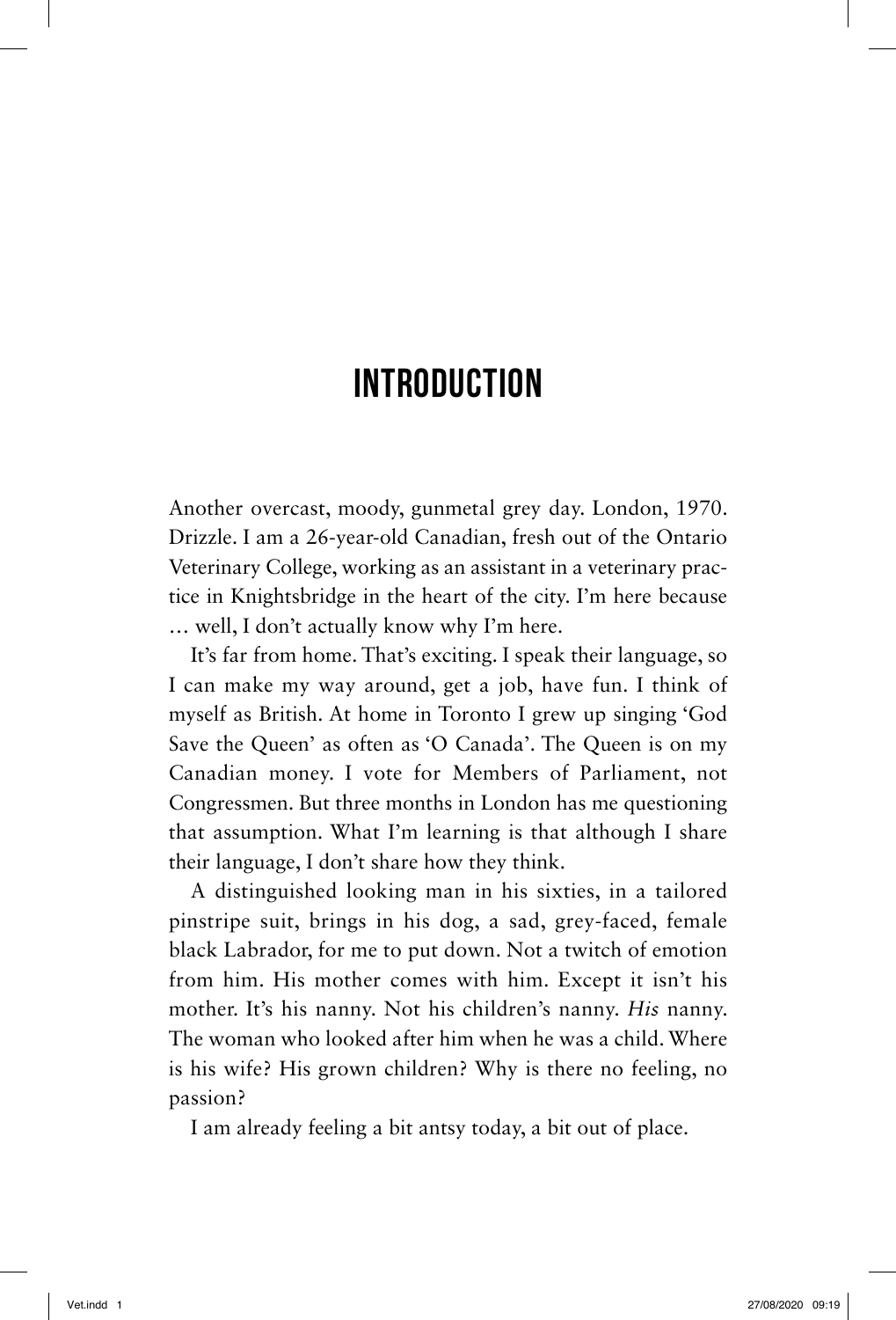# INTRODUCTION

Another overcast, moody, gunmetal grey day. London, 1970. Drizzle. I am a 26-year-old Canadian, fresh out of the Ontario Veterinary College, working as an assistant in a veterinary practice in Knightsbridge in the heart of the city. I'm here because … well, I don't actually know why I'm here.

It's far from home. That's exciting. I speak their language, so I can make my way around, get a job, have fun. I think of myself as British. At home in Toronto I grew up singing 'God Save the Queen' as often as 'O Canada'. The Queen is on my Canadian money. I vote for Members of Parliament, not Congressmen. But three months in London has me questioning that assumption. What I'm learning is that although I share their language, I don't share how they think.

A distinguished looking man in his sixties, in a tailored pinstripe suit, brings in his dog, a sad, grey-faced, female black Labrador, for me to put down. Not a twitch of emotion from him. His mother comes with him. Except it isn't his mother. It's his nanny. Not his children's nanny. *His* nanny. The woman who looked after him when he was a child. Where is his wife? His grown children? Why is there no feeling, no passion?

I am already feeling a bit antsy today, a bit out of place.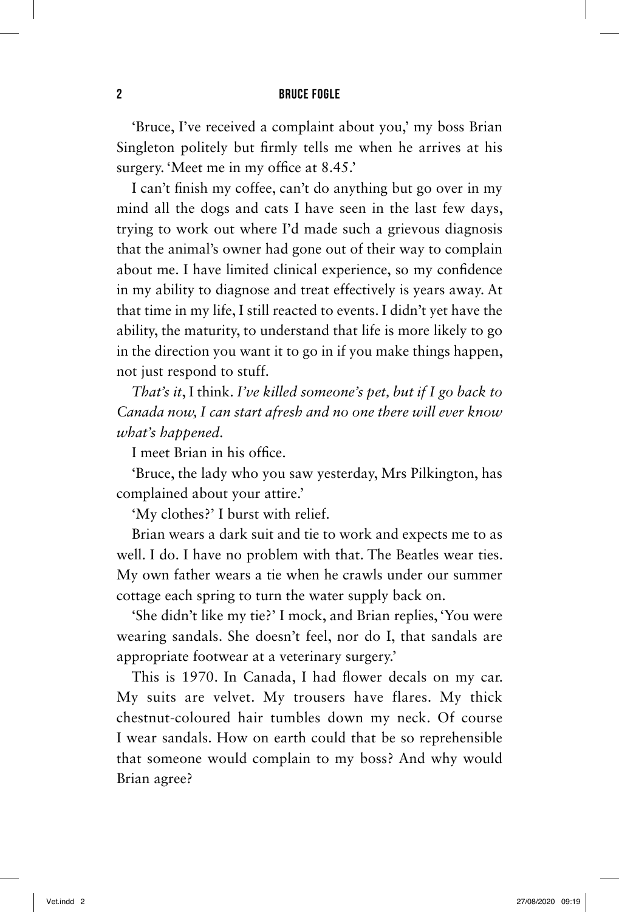'Bruce, I've received a complaint about you,' my boss Brian Singleton politely but firmly tells me when he arrives at his surgery. 'Meet me in my office at 8.45.'

I can't finish my coffee, can't do anything but go over in my mind all the dogs and cats I have seen in the last few days, trying to work out where I'd made such a grievous diagnosis that the animal's owner had gone out of their way to complain about me. I have limited clinical experience, so my confidence in my ability to diagnose and treat effectively is years away. At that time in my life, I still reacted to events. I didn't yet have the ability, the maturity, to understand that life is more likely to go in the direction you want it to go in if you make things happen, not just respond to stuff.

*That's it*, I think. *I've killed someone's pet, but if I go back to Canada now, I can start afresh and no one there will ever know what's happened.*

I meet Brian in his office.

'Bruce, the lady who you saw yesterday, Mrs Pilkington, has complained about your attire.'

'My clothes?' I burst with relief.

Brian wears a dark suit and tie to work and expects me to as well. I do. I have no problem with that. The Beatles wear ties. My own father wears a tie when he crawls under our summer cottage each spring to turn the water supply back on.

'She didn't like my tie?' I mock, and Brian replies, 'You were wearing sandals. She doesn't feel, nor do I, that sandals are appropriate footwear at a veterinary surgery.'

This is 1970. In Canada, I had flower decals on my car. My suits are velvet. My trousers have flares. My thick chestnut-coloured hair tumbles down my neck. Of course I wear sandals. How on earth could that be so reprehensible that someone would complain to my boss? And why would Brian agree?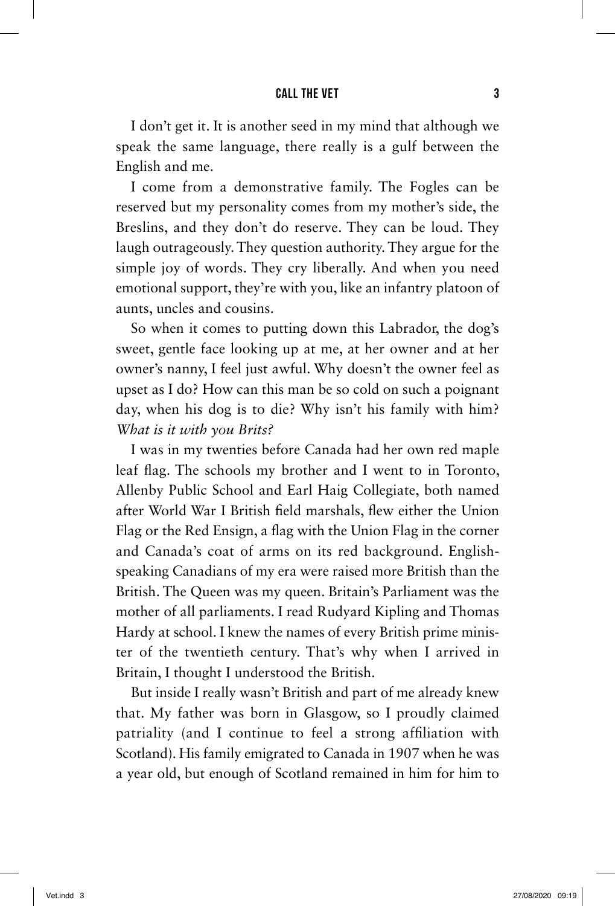I don't get it. It is another seed in my mind that although we speak the same language, there really is a gulf between the English and me.

I come from a demonstrative family. The Fogles can be reserved but my personality comes from my mother's side, the Breslins, and they don't do reserve. They can be loud. They laugh outrageously. They question authority. They argue for the simple joy of words. They cry liberally. And when you need emotional support, they're with you, like an infantry platoon of aunts, uncles and cousins.

So when it comes to putting down this Labrador, the dog's sweet, gentle face looking up at me, at her owner and at her owner's nanny, I feel just awful. Why doesn't the owner feel as upset as I do? How can this man be so cold on such a poignant day, when his dog is to die? Why isn't his family with him? *What is it with you Brits?*

I was in my twenties before Canada had her own red maple leaf flag. The schools my brother and I went to in Toronto, Allenby Public School and Earl Haig Collegiate, both named after World War I British field marshals, flew either the Union Flag or the Red Ensign, a flag with the Union Flag in the corner and Canada's coat of arms on its red background. English-speaking Canadians of my era were raised more British than the British. The Queen was my queen. Britain's Parliament was the mother of all parliaments. I read Rudyard Kipling and Thomas Hardy at school. I knew the names of every British prime minister of the twentieth century. That's why when I arrived in Britain, I thought I understood the British.

But inside I really wasn't British and part of me already knew that. My father was born in Glasgow, so I proudly claimed patriality (and I continue to feel a strong affiliation with Scotland). His family emigrated to Canada in 1907 when he was a year old, but enough of Scotland remained in him for him to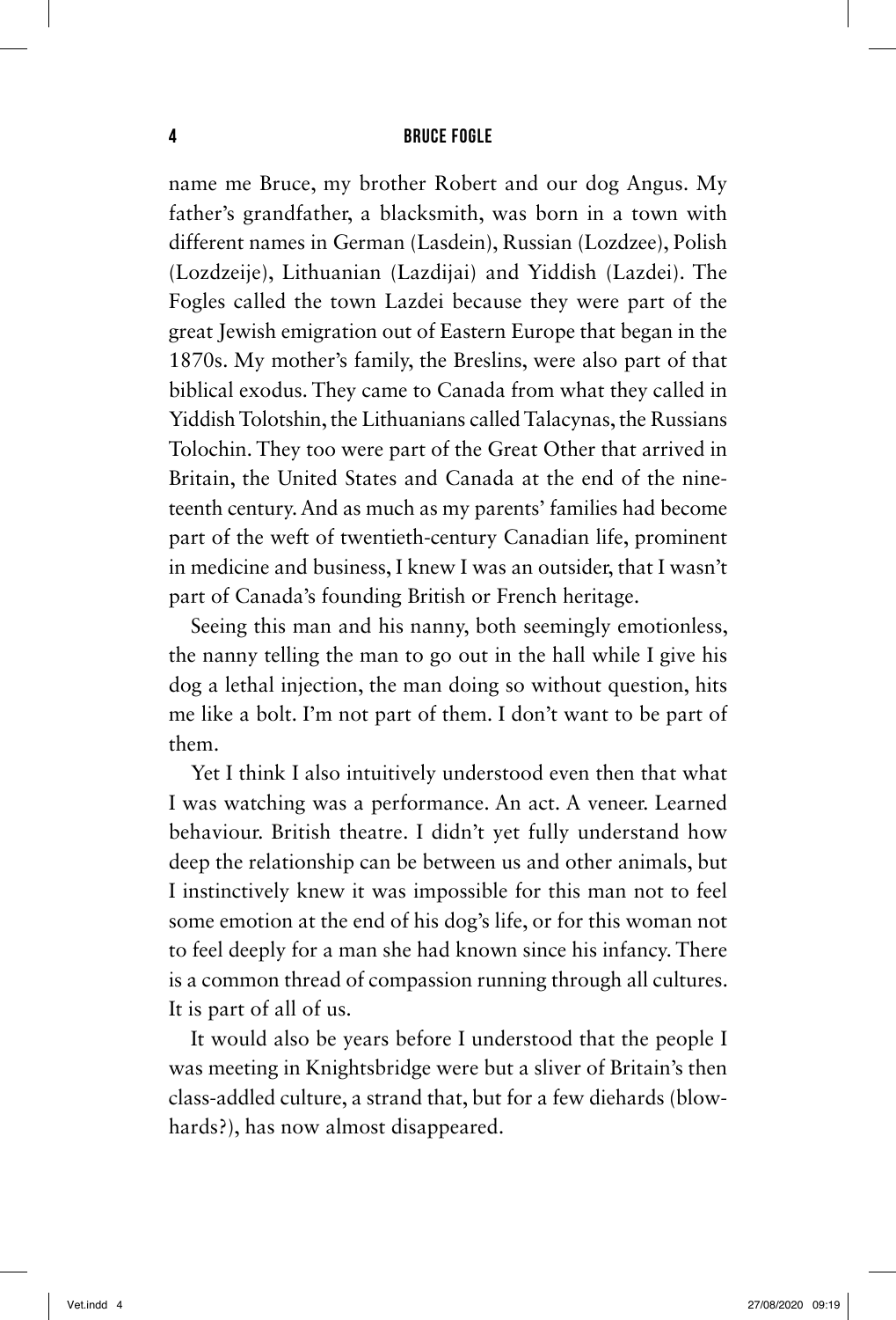name me Bruce, my brother Robert and our dog Angus. My father's grandfather, a blacksmith, was born in a town with different names in German (Lasdein), Russian (Lozdzee), Polish (Lozdzeije), Lithuanian (Lazdijai) and Yiddish (Lazdei). The Fogles called the town Lazdei because they were part of the great Jewish emigration out of Eastern Europe that began in the 1870s. My mother's family, the Breslins, were also part of that biblical exodus. They came to Canada from what they called in Yiddish Tolotshin, the Lithuanians called Talacynas, the Russians Tolochin. They too were part of the Great Other that arrived in Britain, the United States and Canada at the end of the nineteenth century. And as much as my parents' families had become part of the weft of twentieth-century Canadian life, prominent in medicine and business, I knew I was an outsider, that I wasn't part of Canada's founding British or French heritage.

Seeing this man and his nanny, both seemingly emotionless, the nanny telling the man to go out in the hall while I give his dog a lethal injection, the man doing so without question, hits me like a bolt. I'm not part of them. I don't want to be part of them.

Yet I think I also intuitively understood even then that what I was watching was a performance. An act. A veneer. Learned behaviour. British theatre. I didn't yet fully understand how deep the relationship can be between us and other animals, but I instinctively knew it was impossible for this man not to feel some emotion at the end of his dog's life, or for this woman not to feel deeply for a man she had known since his infancy. There is a common thread of compassion running through all cultures. It is part of all of us.

It would also be years before I understood that the people I was meeting in Knightsbridge were but a sliver of Britain's then class-addled culture, a strand that, but for a few diehards (blowhards?), has now almost disappeared.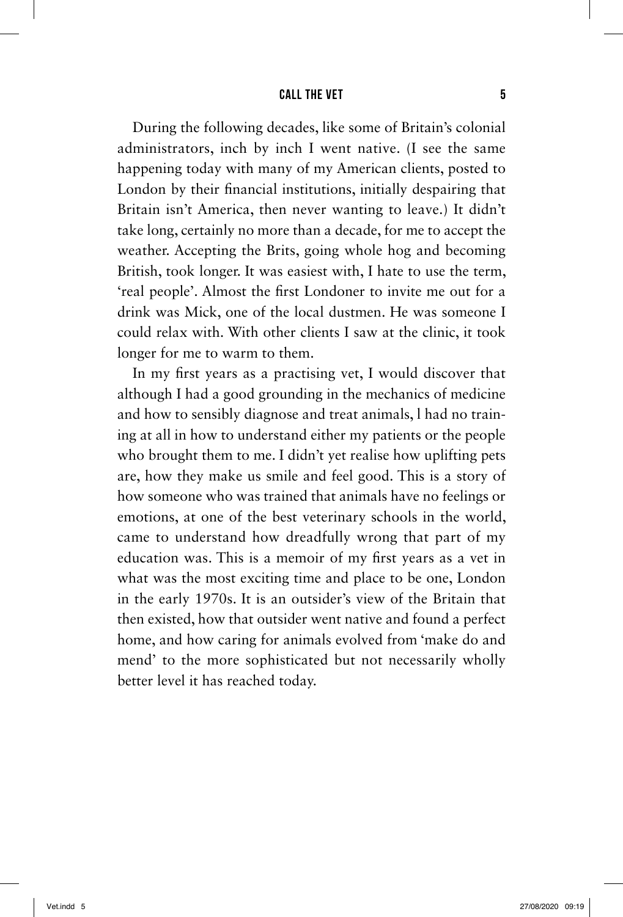During the following decades, like some of Britain's colonial administrators, inch by inch I went native. (I see the same happening today with many of my American clients, posted to London by their financial institutions, initially despairing that Britain isn't America, then never wanting to leave.) It didn't take long, certainly no more than a decade, for me to accept the weather. Accepting the Brits, going whole hog and becoming British, took longer. It was easiest with, I hate to use the term, 'real people'. Almost the first Londoner to invite me out for a drink was Mick, one of the local dustmen. He was someone I could relax with. With other clients I saw at the clinic, it took longer for me to warm to them.

In my first years as a practising vet, I would discover that although I had a good grounding in the mechanics of medicine and how to sensibly diagnose and treat animals, I had no training at all in how to understand either my patients or the people who brought them to me. I didn't yet realise how uplifting pets are, how they make us smile and feel good. This is a story of how someone who was trained that animals have no feelings or emotions, at one of the best veterinary schools in the world, came to understand how dreadfully wrong that part of my education was. This is a memoir of my first years as a vet in what was the most exciting time and place to be one, London in the early 1970s. It is an outsider's view of the Britain that then existed, how that outsider went native and found a perfect home, and how caring for animals evolved from 'make do and mend' to the more sophisticated but not necessarily wholly better level it has reached today.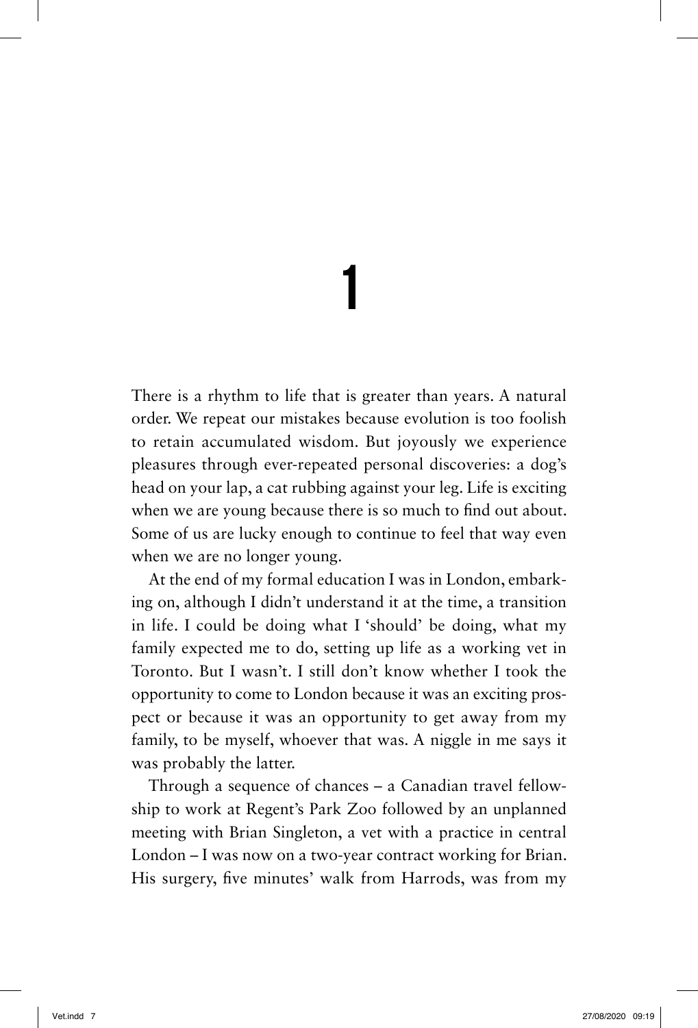# 1

There is a rhythm to life that is greater than years. A natural order. We repeat our mistakes because evolution is too foolish to retain accumulated wisdom. But joyously we experience pleasures through ever-repeated personal discoveries: a dog's head on your lap, a cat rubbing against your leg. Life is exciting when we are young because there is so much to find out about. Some of us are lucky enough to continue to feel that way even when we are no longer young.

At the end of my formal education I was in London, embarking on, although I didn't understand it at the time, a transition in life. I could be doing what I 'should' be doing, what my family expected me to do, setting up life as a working vet in Toronto. But I wasn't. I still don't know whether I took the opportunity to come to London because it was an exciting prospect or because it was an opportunity to get away from my family, to be myself, whoever that was. A niggle in me says it was probably the latter.

Through a sequence of chances – a Canadian travel fellowship to work at Regent's Park Zoo followed by an unplanned meeting with Brian Singleton, a vet with a practice in central London – I was now on a two-year contract working for Brian. His surgery, five minutes' walk from Harrods, was from my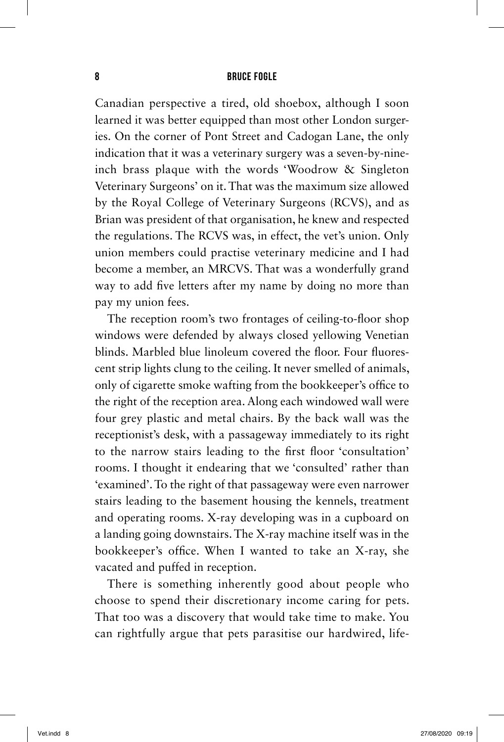Canadian perspective a tired, old shoebox, although I soon learned it was better equipped than most other London surgeries. On the corner of Pont Street and Cadogan Lane, the only indication that it was a veterinary surgery was a seven-by-nine-inch brass plaque with the words 'Woodrow & Singleton Veterinary Surgeons' on it. That was the maximum size allowed by the Royal College of Veterinary Surgeons (RCVS), and as Brian was president of that organisation, he knew and respected the regulations. The RCVS was, in effect, the vet's union. Only union members could practise veterinary medicine and I had become a member, an MRCVS. That was a wonderfully grand way to add five letters after my name by doing no more than pay my union fees.

The reception room's two frontages of ceiling-to-floor shop windows were defended by always closed yellowing Venetian blinds. Marbled blue linoleum covered the floor. Four fluorescent strip lights clung to the ceiling. It never smelled of animals, only of cigarette smoke wafting from the bookkeeper's office to the right of the reception area. Along each windowed wall were four grey plastic and metal chairs. By the back wall was the receptionist's desk, with a passageway immediately to its right to the narrow stairs leading to the first floor 'consultation' rooms. I thought it endearing that we 'consulted' rather than 'examined'. To the right of that passageway were even narrower stairs leading to the basement housing the kennels, treatment and operating rooms. X-ray developing was in a cupboard on a landing going downstairs. The X-ray machine itself was in the bookkeeper's office. When I wanted to take an X-ray, she vacated and puffed in reception.

There is something inherently good about people who choose to spend their discretionary income caring for pets. That too was a discovery that would take time to make. You can rightfully argue that pets parasitise our hardwired, life-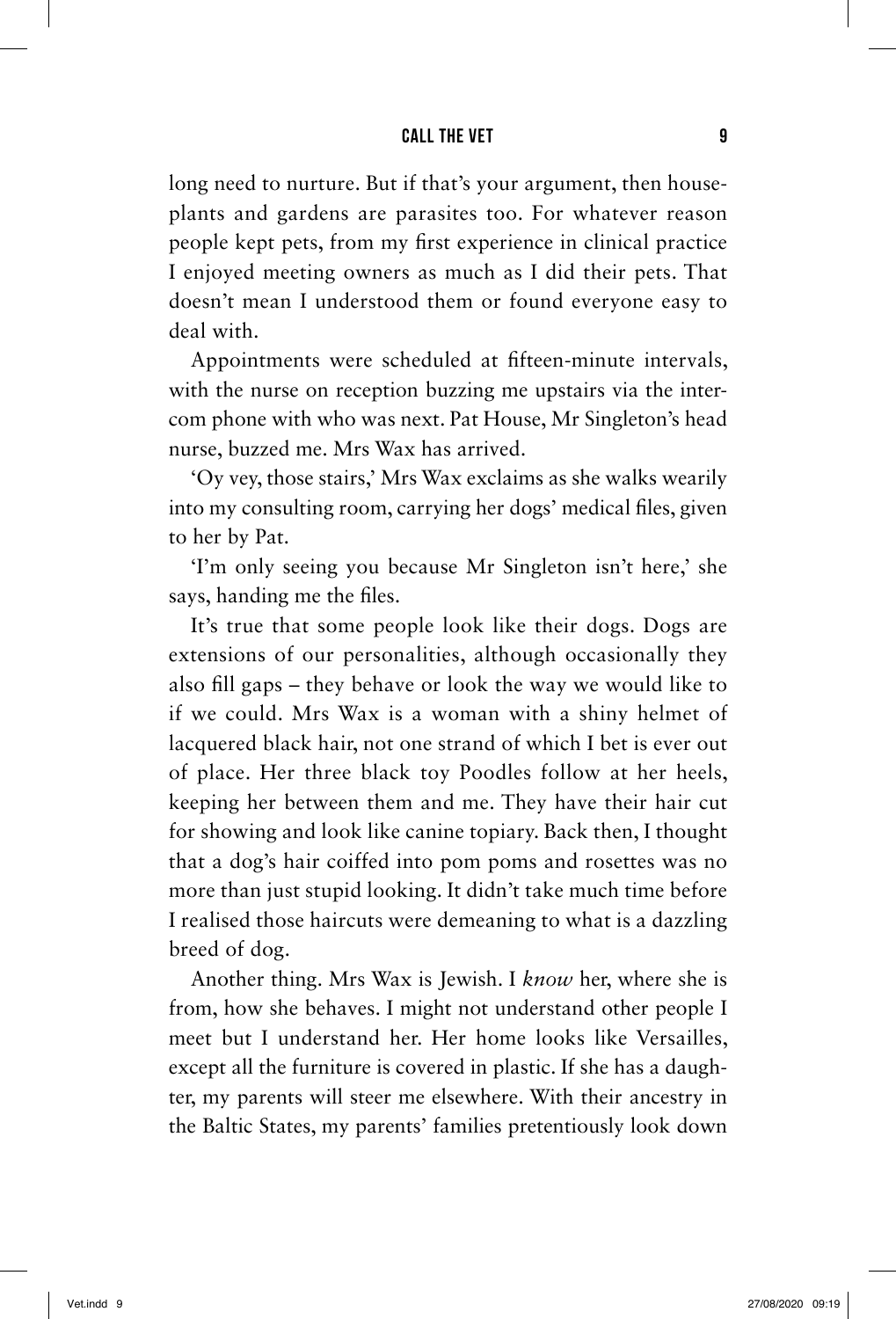long need to nurture. But if that's your argument, then houseplants and gardens are parasites too. For whatever reason people kept pets, from my first experience in clinical practice I enjoyed meeting owners as much as I did their pets. That doesn't mean I understood them or found everyone easy to deal with.

Appointments were scheduled at fifteen-minute intervals, with the nurse on reception buzzing me upstairs via the intercom phone with who was next. Pat House, Mr Singleton's head nurse, buzzed me. Mrs Wax has arrived.

'Oy vey, those stairs,' Mrs Wax exclaims as she walks wearily into my consulting room, carrying her dogs' medical files, given to her by Pat.

'I'm only seeing you because Mr Singleton isn't here,' she says, handing me the files.

It's true that some people look like their dogs. Dogs are extensions of our personalities, although occasionally they also fill gaps – they behave or look the way we would like to if we could. Mrs Wax is a woman with a shiny helmet of lacquered black hair, not one strand of which I bet is ever out of place. Her three black toy Poodles follow at her heels, keeping her between them and me. They have their hair cut for showing and look like canine topiary. Back then, I thought that a dog's hair coiffed into pom poms and rosettes was no more than just stupid looking. It didn't take much time before I realised those haircuts were demeaning to what is a dazzling breed of dog.

Another thing. Mrs Wax is Jewish. I *know* her, where she is from, how she behaves. I might not understand other people I meet but I understand her. Her home looks like Versailles, except all the furniture is covered in plastic. If she has a daughter, my parents will steer me elsewhere. With their ancestry in the Baltic States, my parents' families pretentiously look down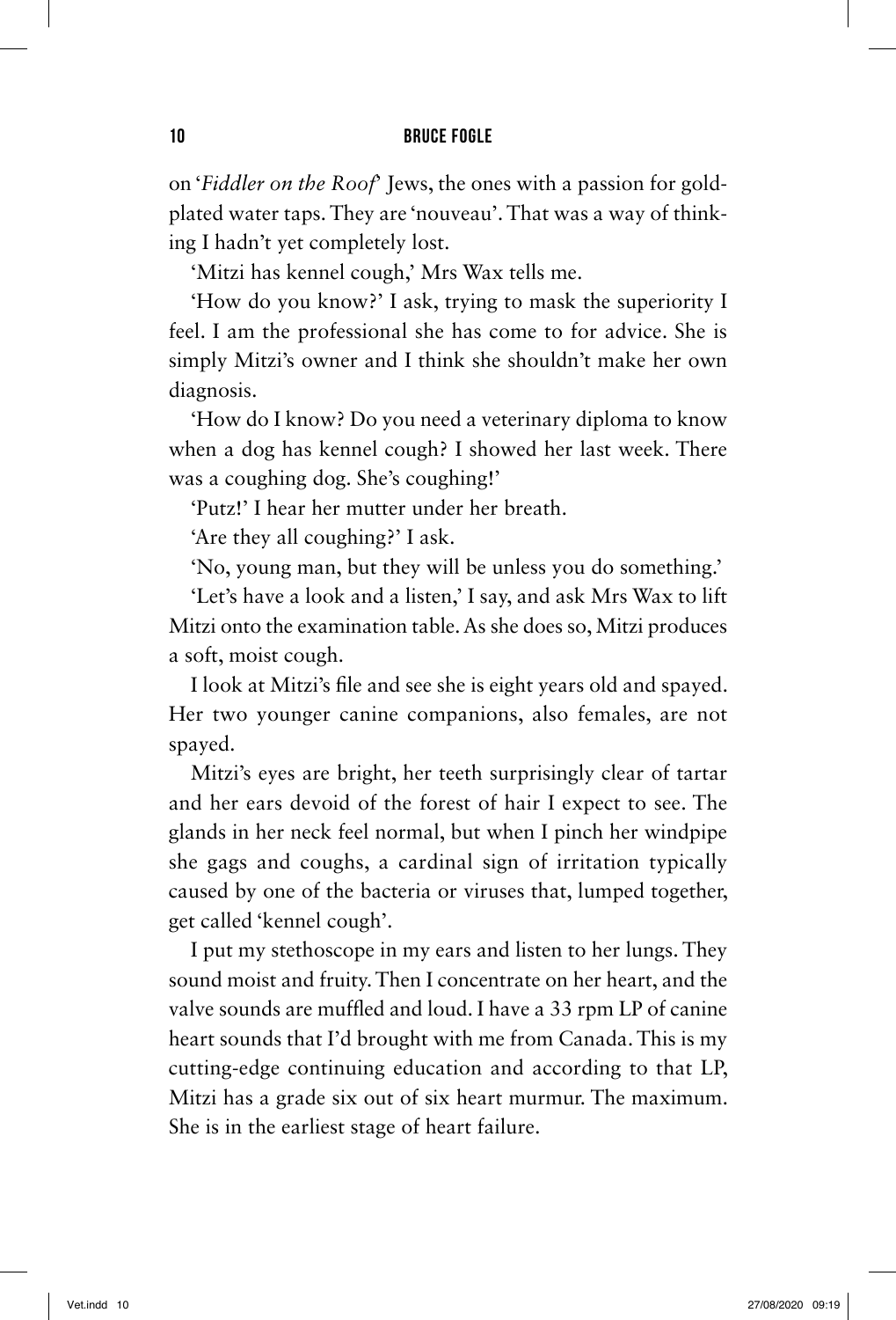on '*Fiddler on the Roof*' Jews, the ones with a passion for gold-plated water taps. They are 'nouveau'. That was a way of thinking I hadn't yet completely lost.

'Mitzi has kennel cough,' Mrs Wax tells me.

'How do you know?' I ask, trying to mask the superiority I feel. I am the professional she has come to for advice. She is simply Mitzi's owner and I think she shouldn't make her own diagnosis.

'How do I know? Do you need a veterinary diploma to know when a dog has kennel cough? I showed her last week. There was a coughing dog. She's coughing!'

'Putz!' I hear her mutter under her breath.

'Are they all coughing?' I ask.

'No, young man, but they will be unless you do something.'

'Let's have a look and a listen,' I say, and ask Mrs Wax to lift Mitzi onto the examination table. As she does so, Mitzi produces a soft, moist cough.

I look at Mitzi's file and see she is eight years old and spayed. Her two younger canine companions, also females, are not spayed.

Mitzi's eyes are bright, her teeth surprisingly clear of tartar and her ears devoid of the forest of hair I expect to see. The glands in her neck feel normal, but when I pinch her windpipe she gags and coughs, a cardinal sign of irritation typically caused by one of the bacteria or viruses that, lumped together, get called 'kennel cough'.

I put my stethoscope in my ears and listen to her lungs. They sound moist and fruity. Then I concentrate on her heart, and the valve sounds are muffled and loud. I have a 33 rpm LP of canine heart sounds that I'd brought with me from Canada. This is my cutting-edge continuing education and according to that LP, Mitzi has a grade six out of six heart murmur. The maximum. She is in the earliest stage of heart failure.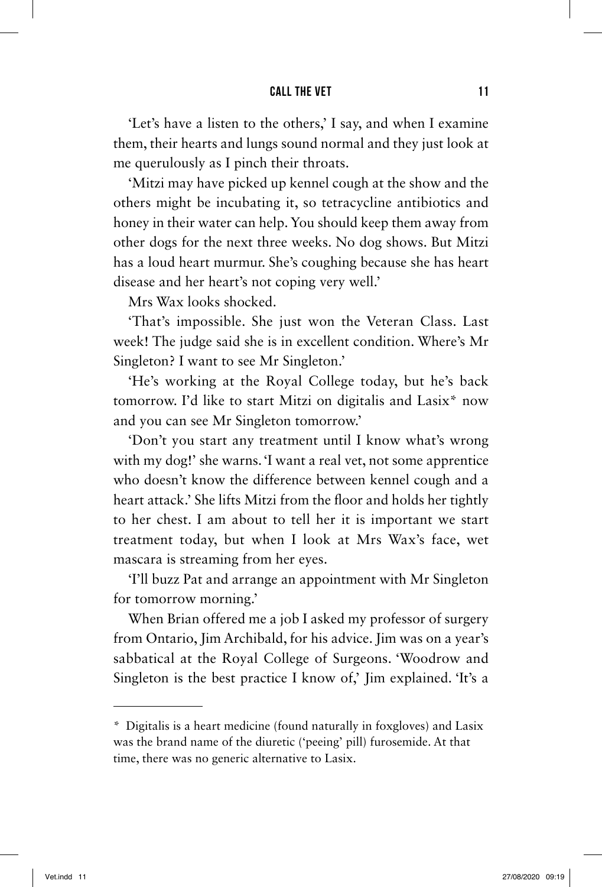'Let's have a listen to the others,' I say, and when I examine them, their hearts and lungs sound normal and they just look at me querulously as I pinch their throats.

'Mitzi may have picked up kennel cough at the show and the others might be incubating it, so tetracycline antibiotics and honey in their water can help. You should keep them away from other dogs for the next three weeks. No dog shows. But Mitzi has a loud heart murmur. She's coughing because she has heart disease and her heart's not coping very well.'

Mrs Wax looks shocked.

'That's impossible. She just won the Veteran Class. Last week! The judge said she is in excellent condition. Where's Mr Singleton? I want to see Mr Singleton.'

'He's working at the Royal College today, but he's back tomorrow. I'd like to start Mitzi on digitalis and Lasix* now and you can see Mr Singleton tomorrow.'

'Don't you start any treatment until I know what's wrong with my dog!' she warns. 'I want a real vet, not some apprentice who doesn't know the difference between kennel cough and a heart attack.' She lifts Mitzi from the floor and holds her tightly to her chest. I am about to tell her it is important we start treatment today, but when I look at Mrs Wax's face, wet mascara is streaming from her eyes.

'I'll buzz Pat and arrange an appointment with Mr Singleton for tomorrow morning.'

When Brian offered me a job I asked my professor of surgery from Ontario, Jim Archibald, for his advice. Jim was on a year's sabbatical at the Royal College of Surgeons. 'Woodrow and Singleton is the best practice I know of,' Jim explained. 'It's a

---

\* Digitalis is a heart medicine (found naturally in foxgloves) and Lasix was the brand name of the diuretic ('peeing' pill) furosemide. At that time, there was no generic alternative to Lasix.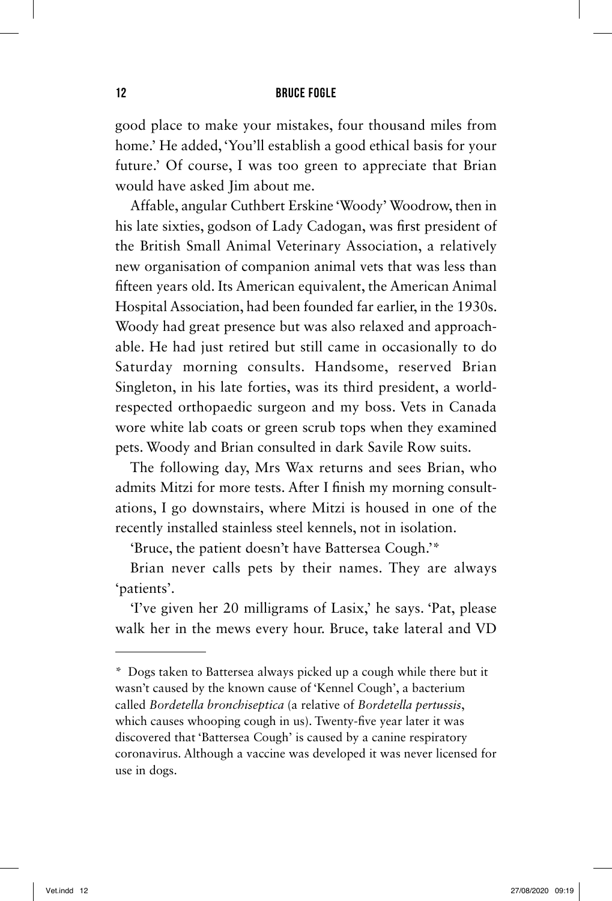good place to make your mistakes, four thousand miles from home.' He added, 'You'll establish a good ethical basis for your future.' Of course, I was too green to appreciate that Brian would have asked Jim about me.

Affable, angular Cuthbert Erskine 'Woody' Woodrow, then in his late sixties, godson of Lady Cadogan, was first president of the British Small Animal Veterinary Association, a relatively new organisation of companion animal vets that was less than fifteen years old. Its American equivalent, the American Animal Hospital Association, had been founded far earlier, in the 1930s. Woody had great presence but was also relaxed and approachable. He had just retired but still came in occasionally to do Saturday morning consults. Handsome, reserved Brian Singleton, in his late forties, was its third president, a world-respected orthopaedic surgeon and my boss. Vets in Canada wore white lab coats or green scrub tops when they examined pets. Woody and Brian consulted in dark Savile Row suits.

The following day, Mrs Wax returns and sees Brian, who admits Mitzi for more tests. After I finish my morning consultations, I go downstairs, where Mitzi is housed in one of the recently installed stainless steel kennels, not in isolation.

'Bruce, the patient doesn't have Battersea Cough.'*

Brian never calls pets by their names. They are always 'patients'.

'I've given her 20 milligrams of Lasix,' he says. 'Pat, please walk her in the mews every hour. Bruce, take lateral and VD

---

\* Dogs taken to Battersea always picked up a cough while there but it wasn't caused by the known cause of 'Kennel Cough', a bacterium called *Bordetella bronchiseptica* (a relative of *Bordetella pertussis*, which causes whooping cough in us). Twenty-five year later it was discovered that 'Battersea Cough' is caused by a canine respiratory coronavirus. Although a vaccine was developed it was never licensed for use in dogs.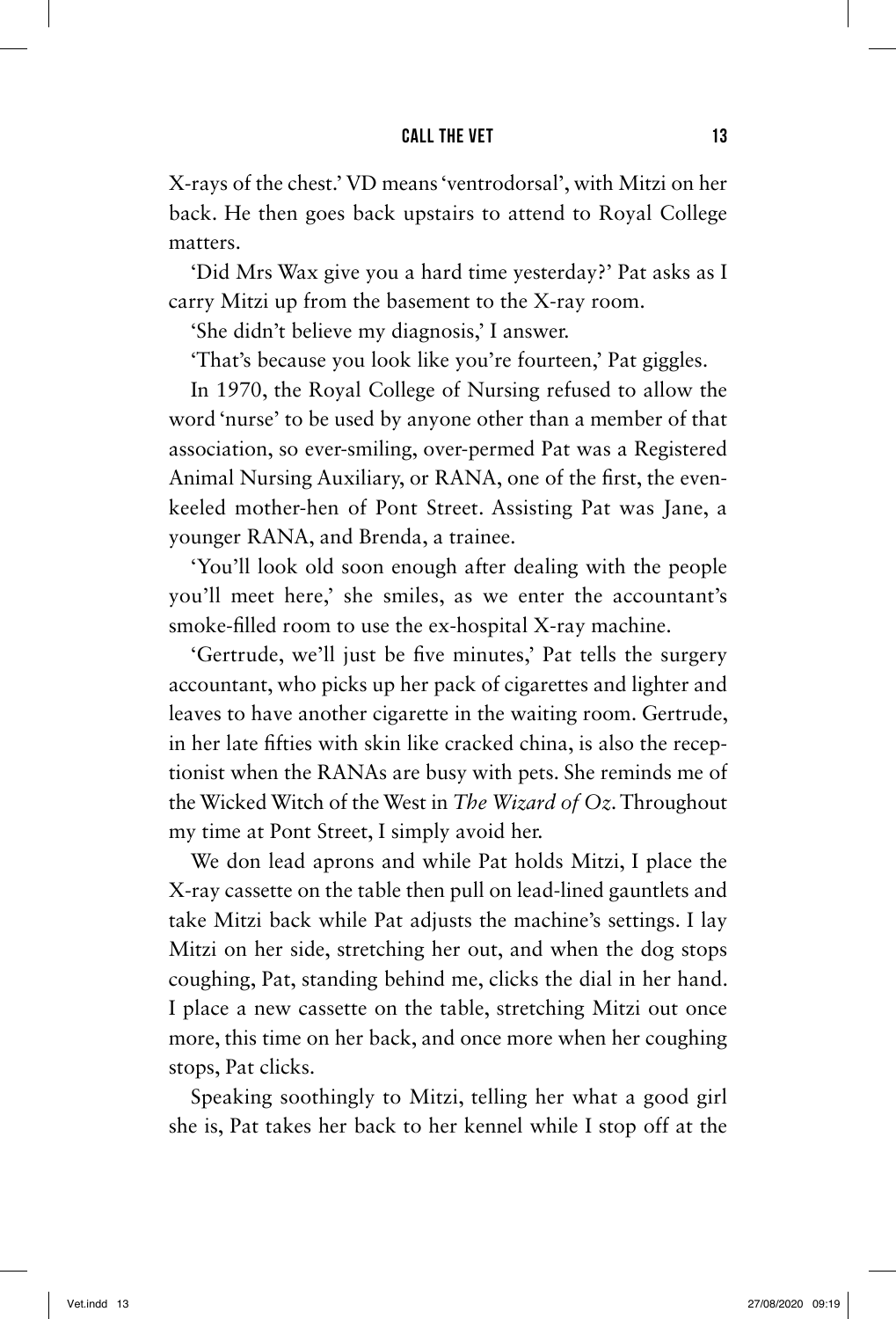X-rays of the chest.' VD means 'ventrodorsal', with Mitzi on her back. He then goes back upstairs to attend to Royal College matters.

'Did Mrs Wax give you a hard time yesterday?' Pat asks as I carry Mitzi up from the basement to the X-ray room.

'She didn't believe my diagnosis,' I answer.

'That's because you look like you're fourteen,' Pat giggles.

In 1970, the Royal College of Nursing refused to allow the word 'nurse' to be used by anyone other than a member of that association, so ever-smiling, over-permed Pat was a Registered Animal Nursing Auxiliary, or RANA, one of the first, the even-keeled mother-hen of Pont Street. Assisting Pat was Jane, a younger RANA, and Brenda, a trainee.

'You'll look old soon enough after dealing with the people you'll meet here,' she smiles, as we enter the accountant's smoke-filled room to use the ex-hospital X-ray machine.

'Gertrude, we'll just be five minutes,' Pat tells the surgery accountant, who picks up her pack of cigarettes and lighter and leaves to have another cigarette in the waiting room. Gertrude, in her late fifties with skin like cracked china, is also the receptionist when the RANAs are busy with pets. She reminds me of the Wicked Witch of the West in *The Wizard of Oz*. Throughout my time at Pont Street, I simply avoid her.

We don lead aprons and while Pat holds Mitzi, I place the X-ray cassette on the table then pull on lead-lined gauntlets and take Mitzi back while Pat adjusts the machine's settings. I lay Mitzi on her side, stretching her out, and when the dog stops coughing, Pat, standing behind me, clicks the dial in her hand. I place a new cassette on the table, stretching Mitzi out once more, this time on her back, and once more when her coughing stops, Pat clicks.

Speaking soothingly to Mitzi, telling her what a good girl she is, Pat takes her back to her kennel while I stop off at the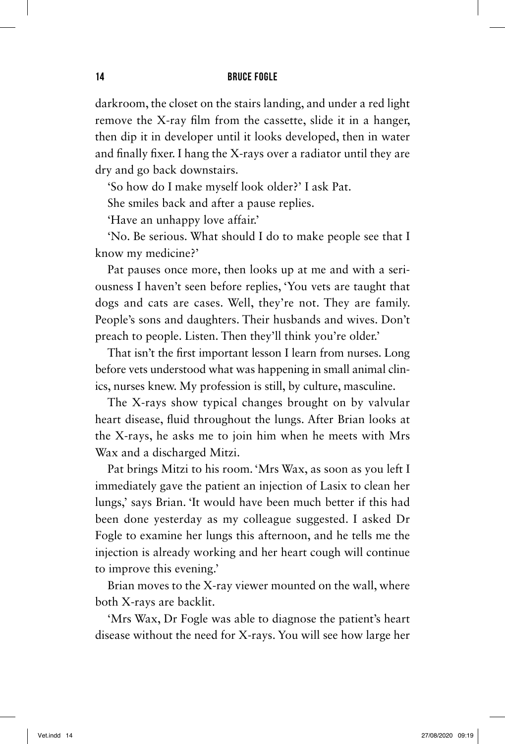darkroom, the closet on the stairs landing, and under a red light remove the X-ray film from the cassette, slide it in a hanger, then dip it in developer until it looks developed, then in water and finally fixer. I hang the X-rays over a radiator until they are dry and go back downstairs.

'So how do I make myself look older?' I ask Pat.

She smiles back and after a pause replies.

'Have an unhappy love affair.'

'No. Be serious. What should I do to make people see that I know my medicine?'

Pat pauses once more, then looks up at me and with a seriousness I haven't seen before replies, 'You vets are taught that dogs and cats are cases. Well, they're not. They are family. People's sons and daughters. Their husbands and wives. Don't preach to people. Listen. Then they'll think you're older.'

That isn't the first important lesson I learn from nurses. Long before vets understood what was happening in small animal clinics, nurses knew. My profession is still, by culture, masculine.

The X-rays show typical changes brought on by valvular heart disease, fluid throughout the lungs. After Brian looks at the X-rays, he asks me to join him when he meets with Mrs Wax and a discharged Mitzi.

Pat brings Mitzi to his room. 'Mrs Wax, as soon as you left I immediately gave the patient an injection of Lasix to clean her lungs,' says Brian. 'It would have been much better if this had been done yesterday as my colleague suggested. I asked Dr Fogle to examine her lungs this afternoon, and he tells me the injection is already working and her heart cough will continue to improve this evening.'

Brian moves to the X-ray viewer mounted on the wall, where both X-rays are backlit.

'Mrs Wax, Dr Fogle was able to diagnose the patient's heart disease without the need for X-rays. You will see how large her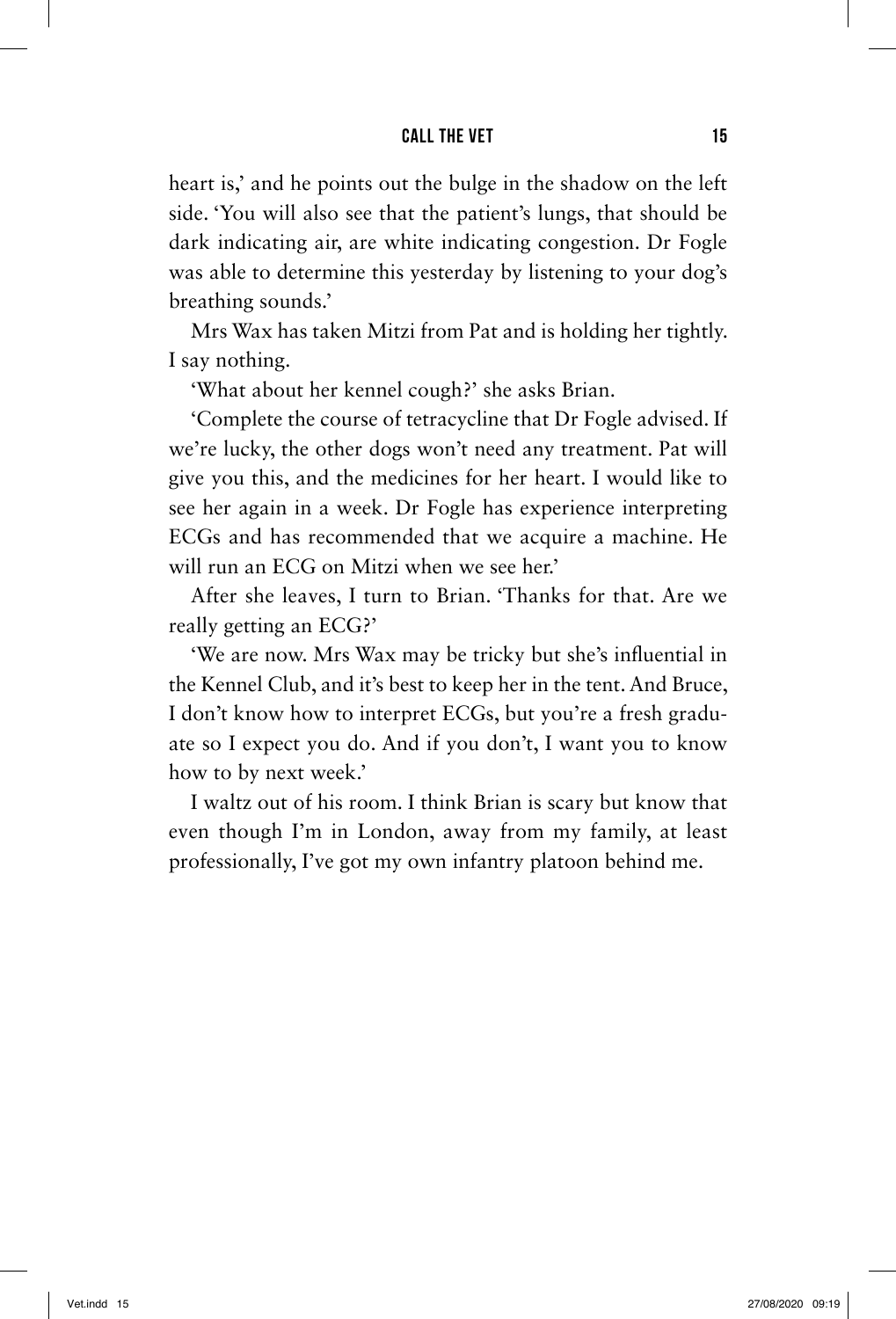heart is,' and he points out the bulge in the shadow on the left side. 'You will also see that the patient's lungs, that should be dark indicating air, are white indicating congestion. Dr Fogle was able to determine this yesterday by listening to your dog's breathing sounds.'

Mrs Wax has taken Mitzi from Pat and is holding her tightly. I say nothing.

'What about her kennel cough?' she asks Brian.

'Complete the course of tetracycline that Dr Fogle advised. If we're lucky, the other dogs won't need any treatment. Pat will give you this, and the medicines for her heart. I would like to see her again in a week. Dr Fogle has experience interpreting ECGs and has recommended that we acquire a machine. He will run an ECG on Mitzi when we see her.'

After she leaves, I turn to Brian. 'Thanks for that. Are we really getting an ECG?'

'We are now. Mrs Wax may be tricky but she's influential in the Kennel Club, and it's best to keep her in the tent. And Bruce, I don't know how to interpret ECGs, but you're a fresh graduate so I expect you do. And if you don't, I want you to know how to by next week.'

I waltz out of his room. I think Brian is scary but know that even though I'm in London, away from my family, at least professionally, I've got my own infantry platoon behind me.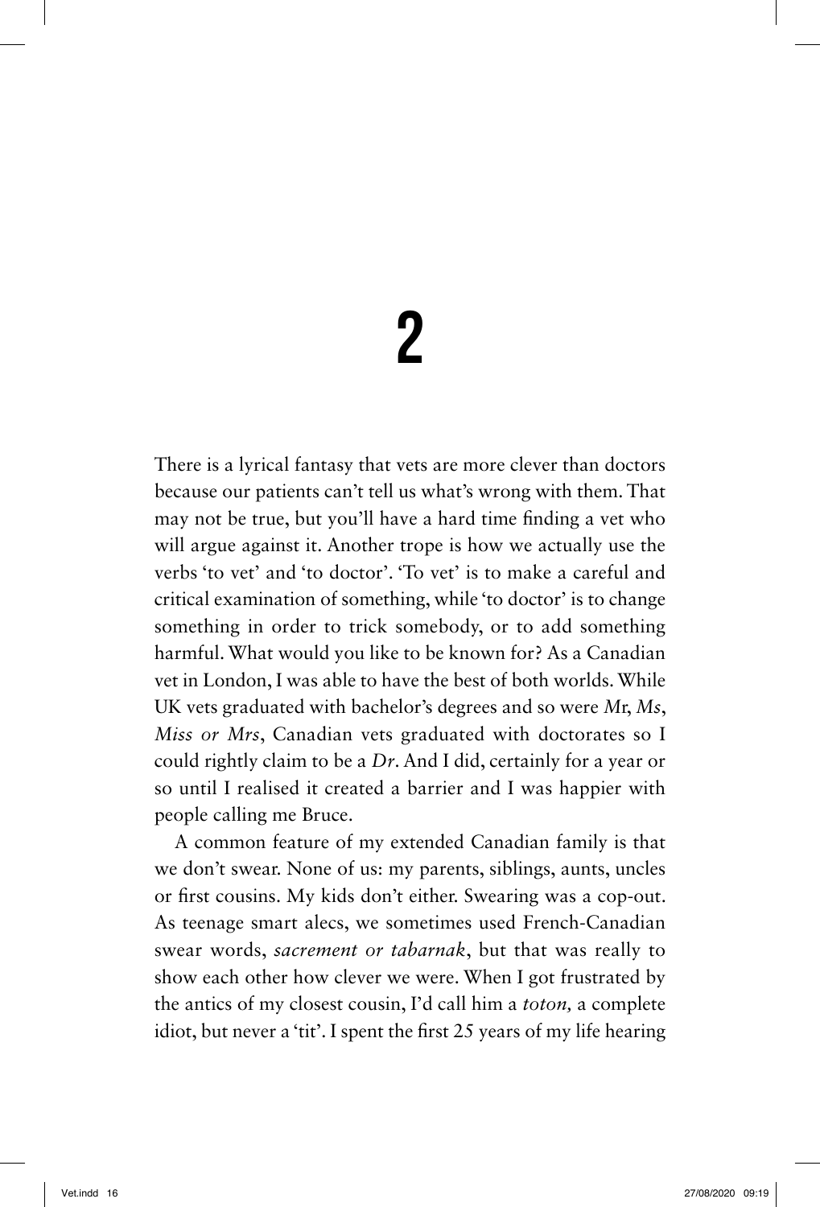# 2

There is a lyrical fantasy that vets are more clever than doctors because our patients can't tell us what's wrong with them. That may not be true, but you'll have a hard time finding a vet who will argue against it. Another trope is how we actually use the verbs 'to vet' and 'to doctor'. 'To vet' is to make a careful and critical examination of something, while 'to doctor' is to change something in order to trick somebody, or to add something harmful. What would you like to be known for? As a Canadian vet in London, I was able to have the best of both worlds. While UK vets graduated with bachelor's degrees and so were *M*r, *Ms*, *Miss or Mrs*, Canadian vets graduated with doctorates so I could rightly claim to be a *Dr*. And I did, certainly for a year or so until I realised it created a barrier and I was happier with people calling me Bruce.

A common feature of my extended Canadian family is that we don't swear. None of us: my parents, siblings, aunts, uncles or first cousins. My kids don't either. Swearing was a cop-out. As teenage smart alecs, we sometimes used French-Canadian swear words, *sacrement or tabarnak*, but that was really to show each other how clever we were. When I got frustrated by the antics of my closest cousin, I'd call him a *toton,* a complete idiot, but never a 'tit'. I spent the first 25 years of my life hearing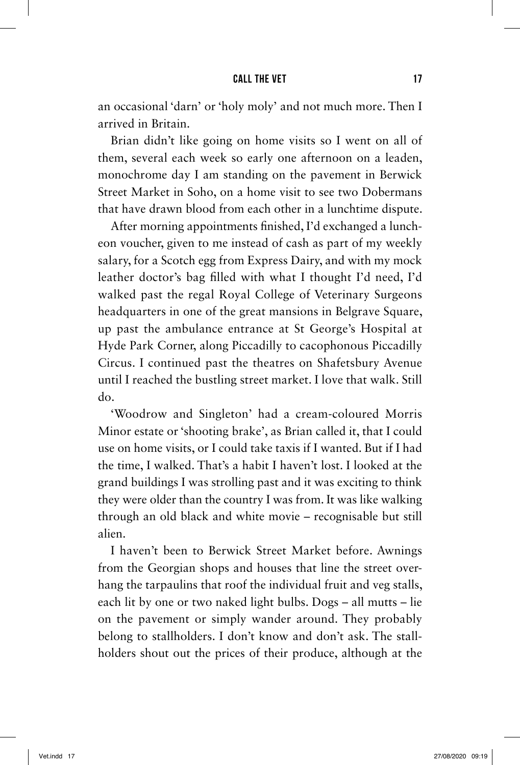an occasional 'darn' or 'holy moly' and not much more. Then I arrived in Britain.

Brian didn't like going on home visits so I went on all of them, several each week so early one afternoon on a leaden, monochrome day I am standing on the pavement in Berwick Street Market in Soho, on a home visit to see two Dobermans that have drawn blood from each other in a lunchtime dispute.

After morning appointments finished, I'd exchanged a luncheon voucher, given to me instead of cash as part of my weekly salary, for a Scotch egg from Express Dairy, and with my mock leather doctor's bag filled with what I thought I'd need, I'd walked past the regal Royal College of Veterinary Surgeons headquarters in one of the great mansions in Belgrave Square, up past the ambulance entrance at St George's Hospital at Hyde Park Corner, along Piccadilly to cacophonous Piccadilly Circus. I continued past the theatres on Shafetsbury Avenue until I reached the bustling street market. I love that walk. Still do.

'Woodrow and Singleton' had a cream-coloured Morris Minor estate or 'shooting brake', as Brian called it, that I could use on home visits, or I could take taxis if I wanted. But if I had the time, I walked. That's a habit I haven't lost. I looked at the grand buildings I was strolling past and it was exciting to think they were older than the country I was from. It was like walking through an old black and white movie – recognisable but still alien.

I haven't been to Berwick Street Market before. Awnings from the Georgian shops and houses that line the street overhang the tarpaulins that roof the individual fruit and veg stalls, each lit by one or two naked light bulbs. Dogs – all mutts – lie on the pavement or simply wander around. They probably belong to stallholders. I don't know and don't ask. The stallholders shout out the prices of their produce, although at the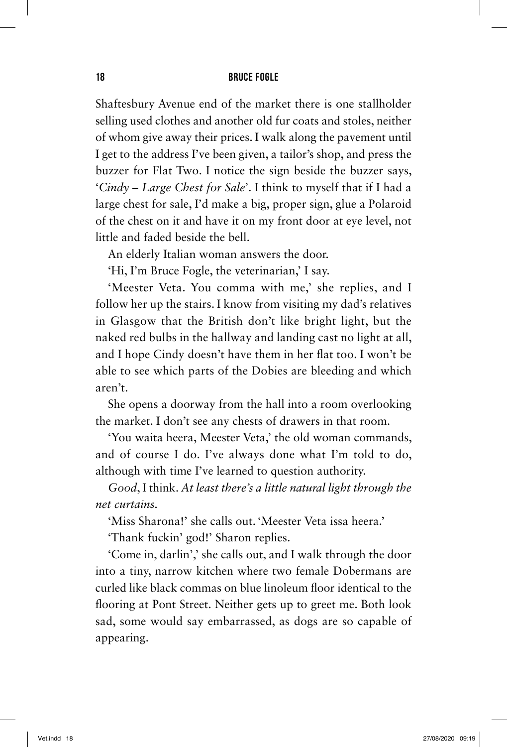Shaftesbury Avenue end of the market there is one stallholder selling used clothes and another old fur coats and stoles, neither of whom give away their prices. I walk along the pavement until I get to the address I've been given, a tailor's shop, and press the buzzer for Flat Two. I notice the sign beside the buzzer says, '*Cindy – Large Chest for Sale*'. I think to myself that if I had a large chest for sale, I'd make a big, proper sign, glue a Polaroid of the chest on it and have it on my front door at eye level, not little and faded beside the bell.

An elderly Italian woman answers the door.

'Hi, I'm Bruce Fogle, the veterinarian,' I say.

'Meester Veta. You comma with me,' she replies, and I follow her up the stairs. I know from visiting my dad's relatives in Glasgow that the British don't like bright light, but the naked red bulbs in the hallway and landing cast no light at all, and I hope Cindy doesn't have them in her flat too. I won't be able to see which parts of the Dobies are bleeding and which aren't.

She opens a doorway from the hall into a room overlooking the market. I don't see any chests of drawers in that room.

'You waita heera, Meester Veta,' the old woman commands, and of course I do. I've always done what I'm told to do, although with time I've learned to question authority.

*Good*, I think. *At least there's a little natural light through the net curtains.*

'Miss Sharona!' she calls out. 'Meester Veta issa heera.'

'Thank fuckin' god!' Sharon replies.

'Come in, darlin',' she calls out, and I walk through the door into a tiny, narrow kitchen where two female Dobermans are curled like black commas on blue linoleum floor identical to the flooring at Pont Street. Neither gets up to greet me. Both look sad, some would say embarrassed, as dogs are so capable of appearing.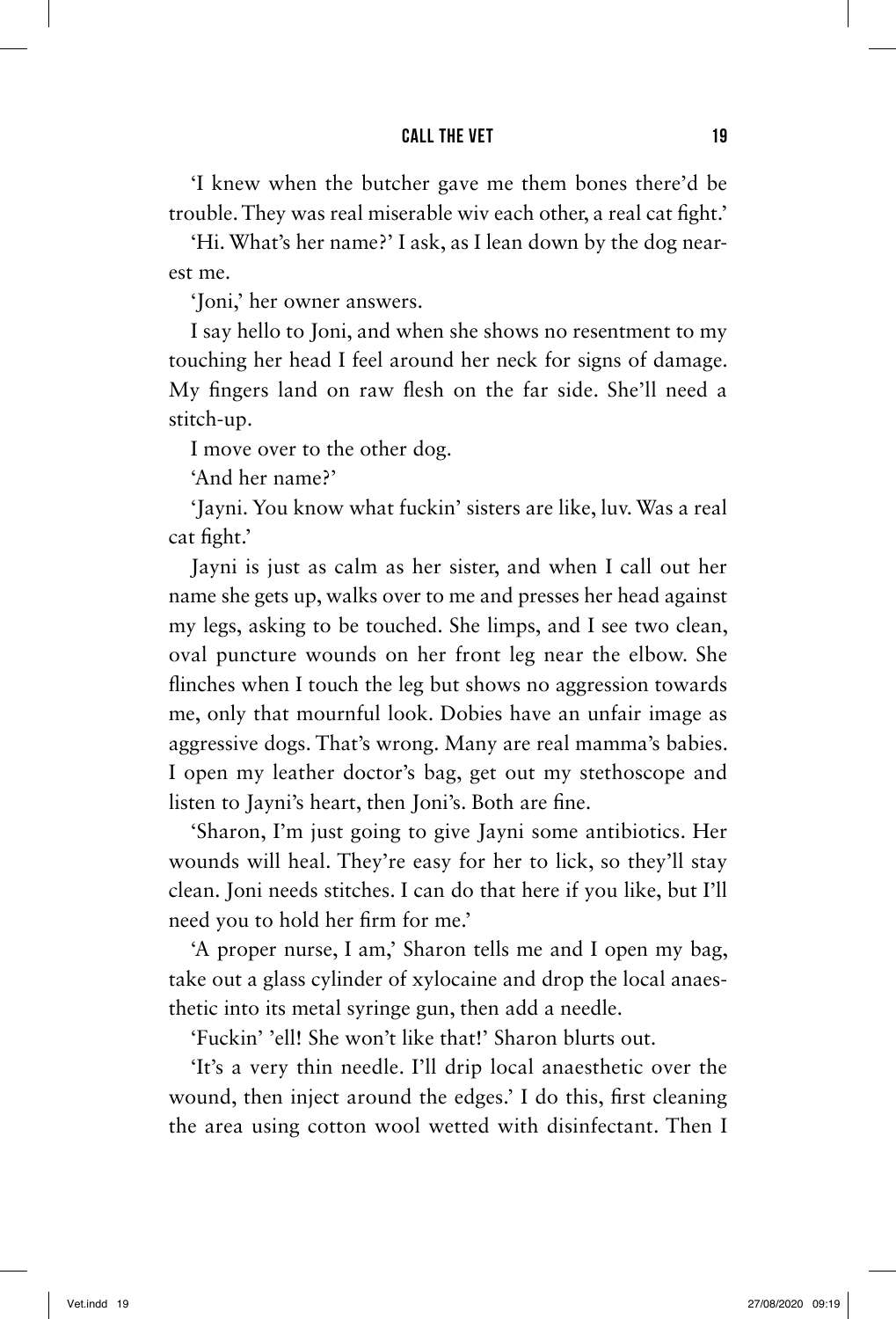'I knew when the butcher gave me them bones there'd be trouble. They was real miserable wiv each other, a real cat fight.'

'Hi. What's her name?' I ask, as I lean down by the dog nearest me.

'Joni,' her owner answers.

I say hello to Joni, and when she shows no resentment to my touching her head I feel around her neck for signs of damage. My fingers land on raw flesh on the far side. She'll need a stitch-up.

I move over to the other dog.

'And her name?'

'Jayni. You know what fuckin' sisters are like, luv. Was a real cat fight.'

Jayni is just as calm as her sister, and when I call out her name she gets up, walks over to me and presses her head against my legs, asking to be touched. She limps, and I see two clean, oval puncture wounds on her front leg near the elbow. She flinches when I touch the leg but shows no aggression towards me, only that mournful look. Dobies have an unfair image as aggressive dogs. That's wrong. Many are real mamma's babies. I open my leather doctor's bag, get out my stethoscope and listen to Jayni's heart, then Joni's. Both are fine.

'Sharon, I'm just going to give Jayni some antibiotics. Her wounds will heal. They're easy for her to lick, so they'll stay clean. Joni needs stitches. I can do that here if you like, but I'll need you to hold her firm for me.'

'A proper nurse, I am,' Sharon tells me and I open my bag, take out a glass cylinder of xylocaine and drop the local anaesthetic into its metal syringe gun, then add a needle.

'Fuckin' 'ell! She won't like that!' Sharon blurts out.

'It's a very thin needle. I'll drip local anaesthetic over the wound, then inject around the edges.' I do this, first cleaning the area using cotton wool wetted with disinfectant. Then I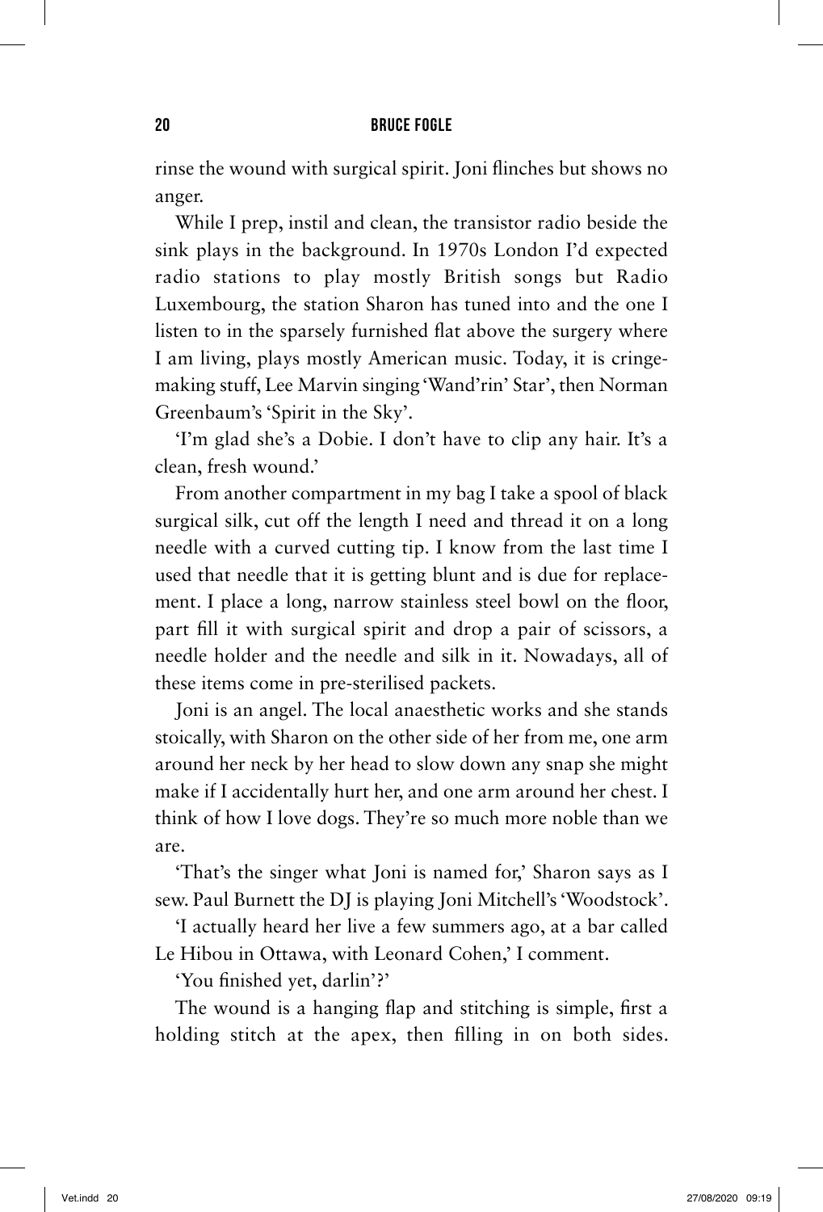rinse the wound with surgical spirit. Joni flinches but shows no anger.

While I prep, instil and clean, the transistor radio beside the sink plays in the background. In 1970s London I'd expected radio stations to play mostly British songs but Radio Luxembourg, the station Sharon has tuned into and the one I listen to in the sparsely furnished flat above the surgery where I am living, plays mostly American music. Today, it is cringe-making stuff, Lee Marvin singing 'Wand'rin' Star', then Norman Greenbaum's 'Spirit in the Sky'.

'I'm glad she's a Dobie. I don't have to clip any hair. It's a clean, fresh wound.'

From another compartment in my bag I take a spool of black surgical silk, cut off the length I need and thread it on a long needle with a curved cutting tip. I know from the last time I used that needle that it is getting blunt and is due for replacement. I place a long, narrow stainless steel bowl on the floor, part fill it with surgical spirit and drop a pair of scissors, a needle holder and the needle and silk in it. Nowadays, all of these items come in pre-sterilised packets.

Joni is an angel. The local anaesthetic works and she stands stoically, with Sharon on the other side of her from me, one arm around her neck by her head to slow down any snap she might make if I accidentally hurt her, and one arm around her chest. I think of how I love dogs. They're so much more noble than we are.

'That's the singer what Joni is named for,' Sharon says as I sew. Paul Burnett the DJ is playing Joni Mitchell's 'Woodstock'.

'I actually heard her live a few summers ago, at a bar called Le Hibou in Ottawa, with Leonard Cohen,' I comment.

'You finished yet, darlin'?'

The wound is a hanging flap and stitching is simple, first a holding stitch at the apex, then filling in on both sides.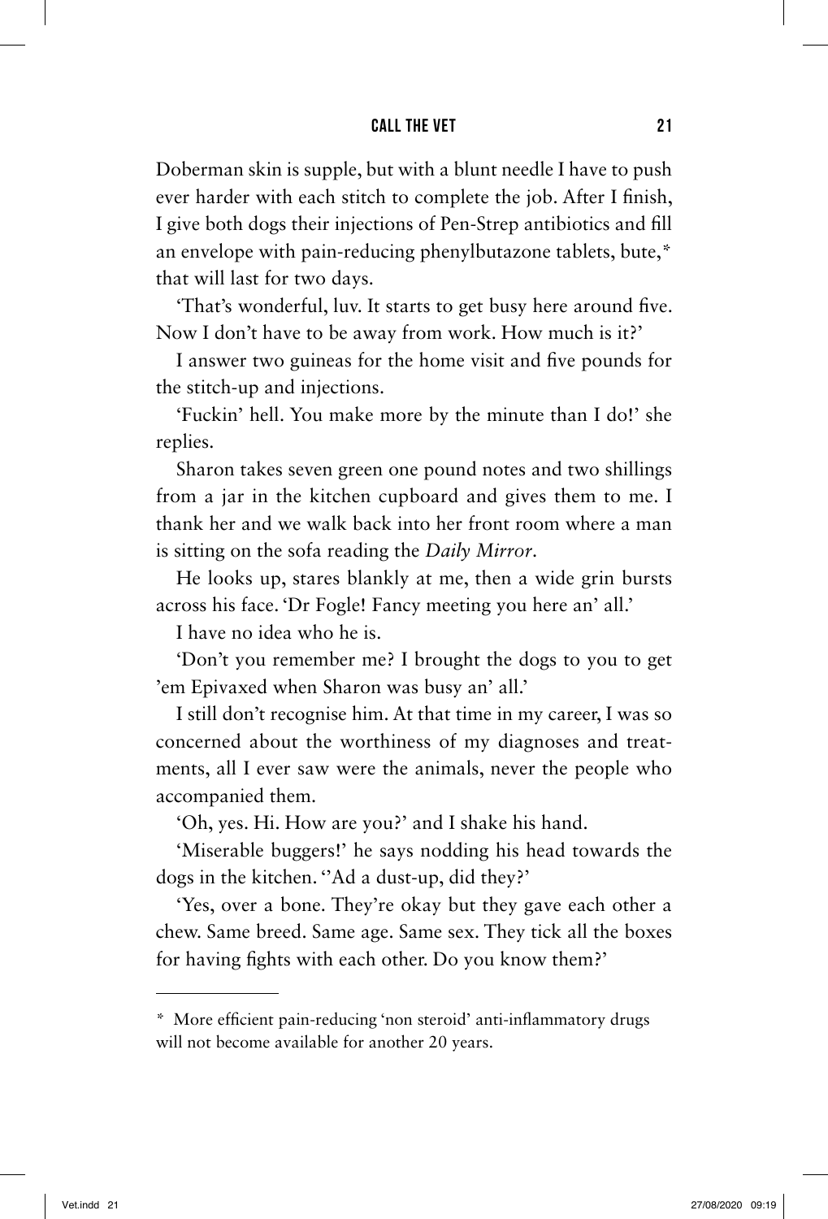Doberman skin is supple, but with a blunt needle I have to push ever harder with each stitch to complete the job. After I finish, I give both dogs their injections of Pen-Strep antibiotics and fill an envelope with pain-reducing phenylbutazone tablets, bute,* that will last for two days.

'That's wonderful, luv. It starts to get busy here around five. Now I don't have to be away from work. How much is it?'

I answer two guineas for the home visit and five pounds for the stitch-up and injections.

'Fuckin' hell. You make more by the minute than I do!' she replies.

Sharon takes seven green one pound notes and two shillings from a jar in the kitchen cupboard and gives them to me. I thank her and we walk back into her front room where a man is sitting on the sofa reading the *Daily Mirror*.

He looks up, stares blankly at me, then a wide grin bursts across his face. 'Dr Fogle! Fancy meeting you here an' all.'

I have no idea who he is.

'Don't you remember me? I brought the dogs to you to get 'em Epivaxed when Sharon was busy an' all.'

I still don't recognise him. At that time in my career, I was so concerned about the worthiness of my diagnoses and treatments, all I ever saw were the animals, never the people who accompanied them.

'Oh, yes. Hi. How are you?' and I shake his hand.

'Miserable buggers!' he says nodding his head towards the dogs in the kitchen. ''Ad a dust-up, did they?'

'Yes, over a bone. They're okay but they gave each other a chew. Same breed. Same age. Same sex. They tick all the boxes for having fights with each other. Do you know them?'

---

* More efficient pain-reducing 'non steroid' anti-inflammatory drugs will not become available for another 20 years.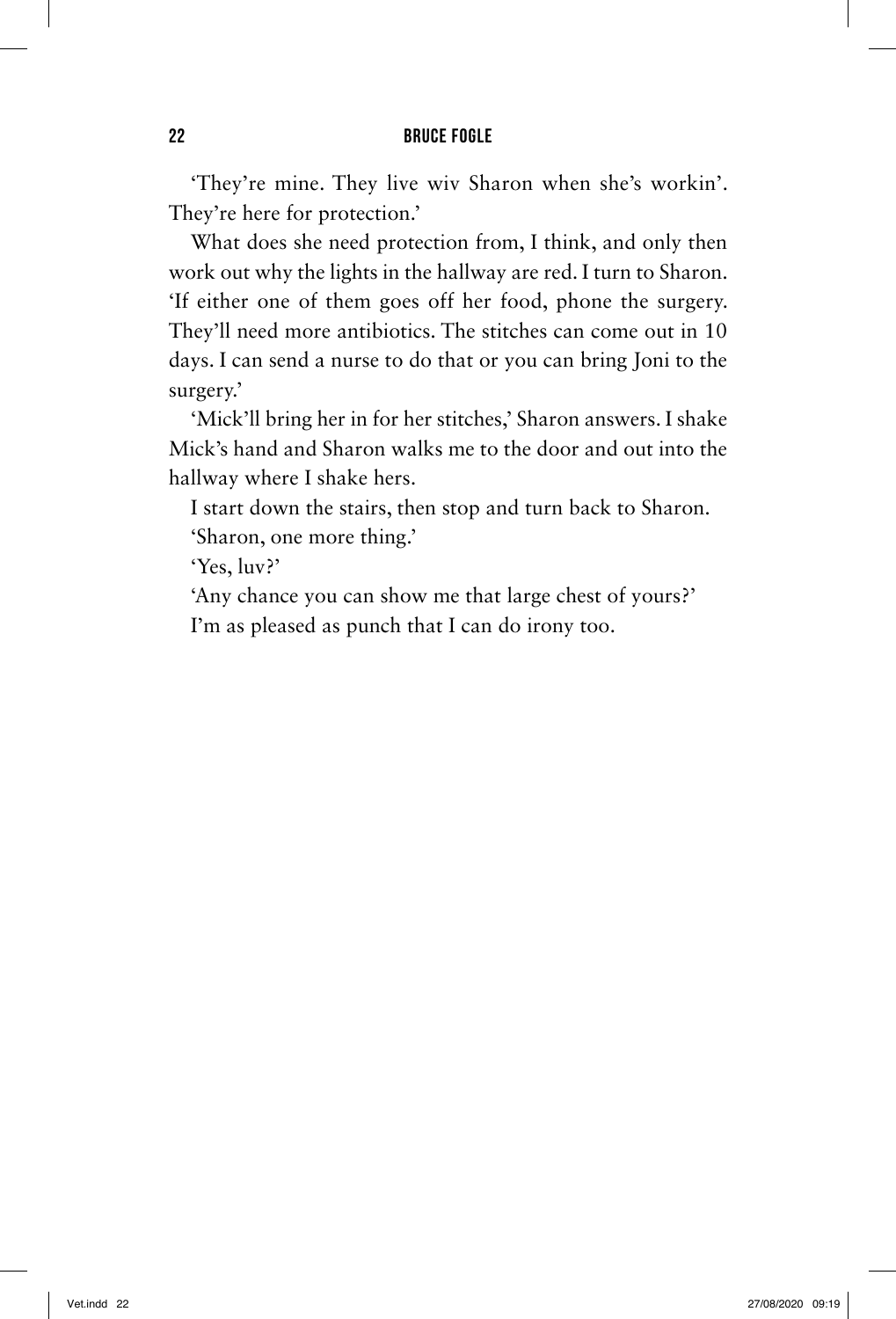'They're mine. They live wiv Sharon when she's workin'. They're here for protection.'

What does she need protection from, I think, and only then work out why the lights in the hallway are red. I turn to Sharon. 'If either one of them goes off her food, phone the surgery. They'll need more antibiotics. The stitches can come out in 10 days. I can send a nurse to do that or you can bring Joni to the surgery.'

'Mick'll bring her in for her stitches,' Sharon answers. I shake Mick's hand and Sharon walks me to the door and out into the hallway where I shake hers.

I start down the stairs, then stop and turn back to Sharon.

'Sharon, one more thing.'

'Yes, luv?'

'Any chance you can show me that large chest of yours?'

I'm as pleased as punch that I can do irony too.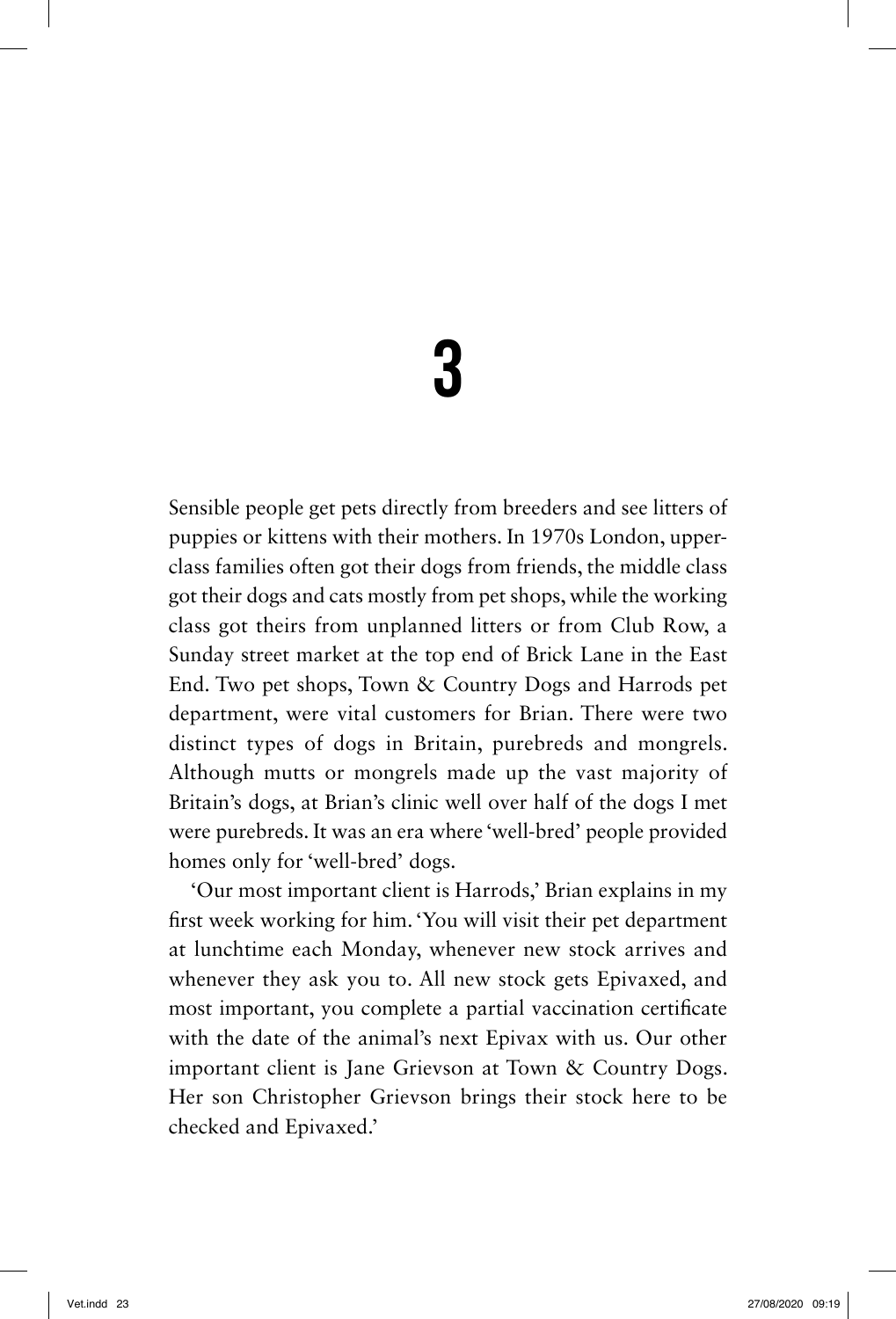# 3

Sensible people get pets directly from breeders and see litters of puppies or kittens with their mothers. In 1970s London, upper-class families often got their dogs from friends, the middle class got their dogs and cats mostly from pet shops, while the working class got theirs from unplanned litters or from Club Row, a Sunday street market at the top end of Brick Lane in the East End. Two pet shops, Town & Country Dogs and Harrods pet department, were vital customers for Brian. There were two distinct types of dogs in Britain, purebreds and mongrels. Although mutts or mongrels made up the vast majority of Britain's dogs, at Brian's clinic well over half of the dogs I met were purebreds. It was an era where 'well-bred' people provided homes only for 'well-bred' dogs.

'Our most important client is Harrods,' Brian explains in my first week working for him. 'You will visit their pet department at lunchtime each Monday, whenever new stock arrives and whenever they ask you to. All new stock gets Epivaxed, and most important, you complete a partial vaccination certificate with the date of the animal's next Epivax with us. Our other important client is Jane Grievson at Town & Country Dogs. Her son Christopher Grievson brings their stock here to be checked and Epivaxed.'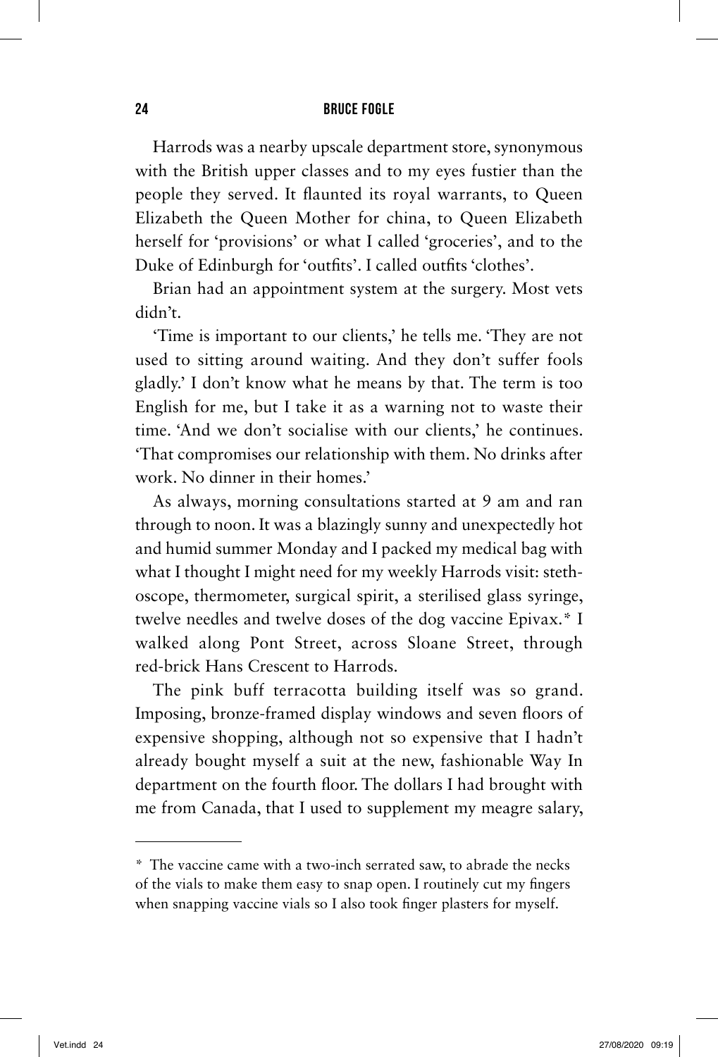Harrods was a nearby upscale department store, synonymous with the British upper classes and to my eyes fustier than the people they served. It flaunted its royal warrants, to Queen Elizabeth the Queen Mother for china, to Queen Elizabeth herself for 'provisions' or what I called 'groceries', and to the Duke of Edinburgh for 'outfits'. I called outfits 'clothes'.

Brian had an appointment system at the surgery. Most vets didn't.

'Time is important to our clients,' he tells me. 'They are not used to sitting around waiting. And they don't suffer fools gladly.' I don't know what he means by that. The term is too English for me, but I take it as a warning not to waste their time. 'And we don't socialise with our clients,' he continues. 'That compromises our relationship with them. No drinks after work. No dinner in their homes.'

As always, morning consultations started at 9 am and ran through to noon. It was a blazingly sunny and unexpectedly hot and humid summer Monday and I packed my medical bag with what I thought I might need for my weekly Harrods visit: stethoscope, thermometer, surgical spirit, a sterilised glass syringe, twelve needles and twelve doses of the dog vaccine Epivax.* I walked along Pont Street, across Sloane Street, through red-brick Hans Crescent to Harrods.

The pink buff terracotta building itself was so grand. Imposing, bronze-framed display windows and seven floors of expensive shopping, although not so expensive that I hadn't already bought myself a suit at the new, fashionable Way In department on the fourth floor. The dollars I had brought with me from Canada, that I used to supplement my meagre salary,

---

\* The vaccine came with a two-inch serrated saw, to abrade the necks of the vials to make them easy to snap open. I routinely cut my fingers when snapping vaccine vials so I also took finger plasters for myself.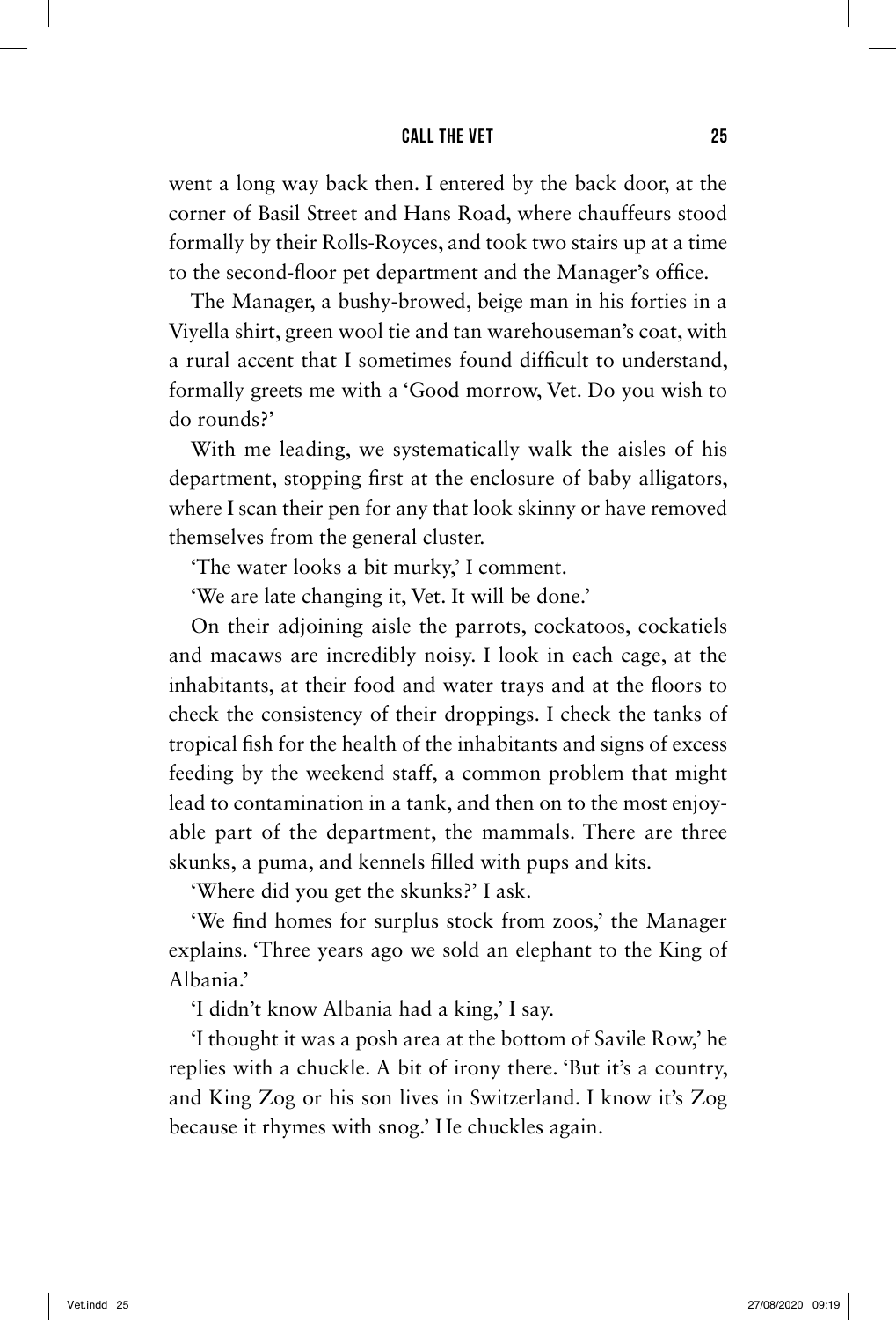went a long way back then. I entered by the back door, at the corner of Basil Street and Hans Road, where chauffeurs stood formally by their Rolls-Royces, and took two stairs up at a time to the second-floor pet department and the Manager's office.

The Manager, a bushy-browed, beige man in his forties in a Viyella shirt, green wool tie and tan warehouseman's coat, with a rural accent that I sometimes found difficult to understand, formally greets me with a 'Good morrow, Vet. Do you wish to do rounds?'

With me leading, we systematically walk the aisles of his department, stopping first at the enclosure of baby alligators, where I scan their pen for any that look skinny or have removed themselves from the general cluster.

'The water looks a bit murky,' I comment.

'We are late changing it, Vet. It will be done.'

On their adjoining aisle the parrots, cockatoos, cockatiels and macaws are incredibly noisy. I look in each cage, at the inhabitants, at their food and water trays and at the floors to check the consistency of their droppings. I check the tanks of tropical fish for the health of the inhabitants and signs of excess feeding by the weekend staff, a common problem that might lead to contamination in a tank, and then on to the most enjoyable part of the department, the mammals. There are three skunks, a puma, and kennels filled with pups and kits.

'Where did you get the skunks?' I ask.

'We find homes for surplus stock from zoos,' the Manager explains. 'Three years ago we sold an elephant to the King of Albania.'

'I didn't know Albania had a king,' I say.

'I thought it was a posh area at the bottom of Savile Row,' he replies with a chuckle. A bit of irony there. 'But it's a country, and King Zog or his son lives in Switzerland. I know it's Zog because it rhymes with snog.' He chuckles again.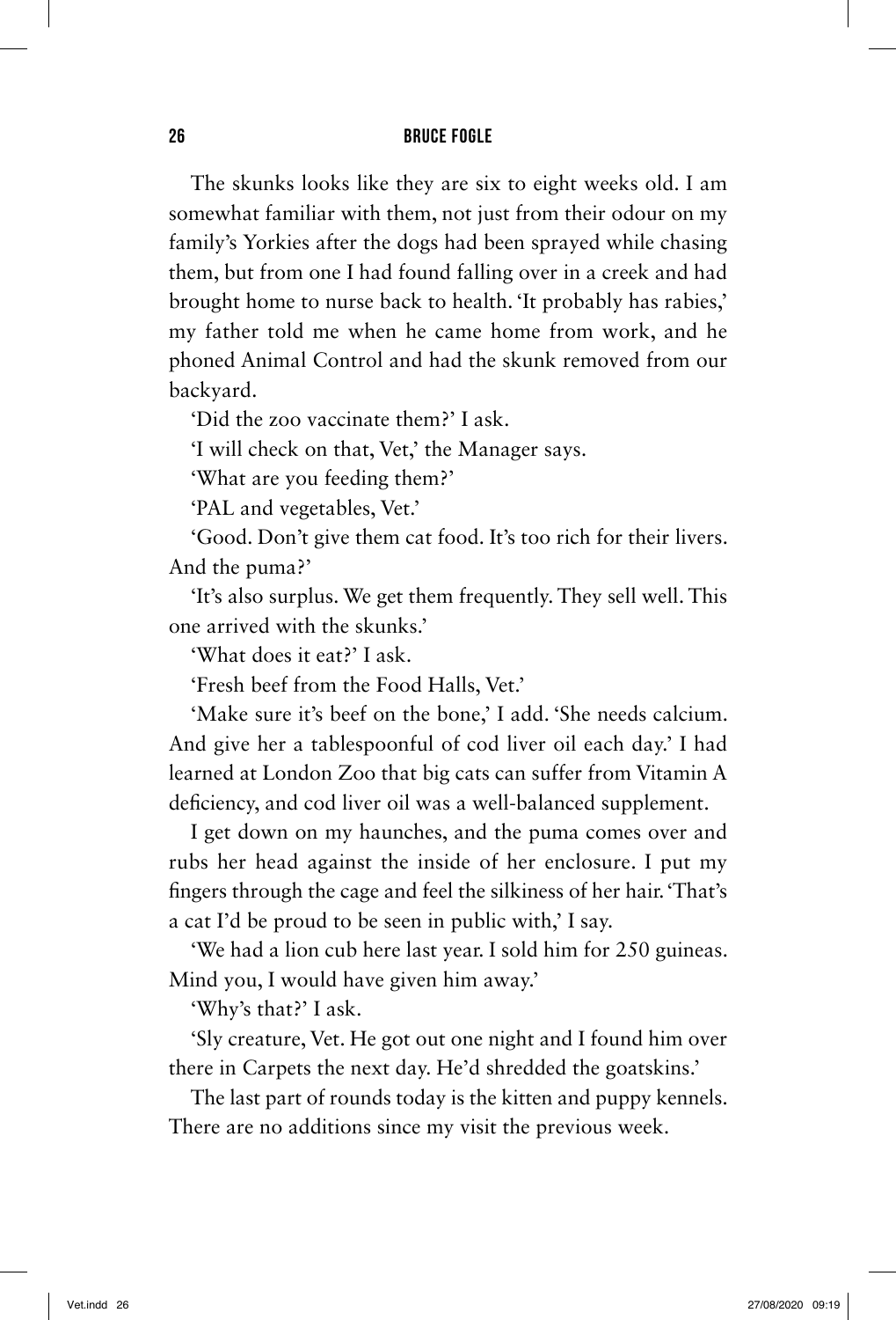The skunks looks like they are six to eight weeks old. I am somewhat familiar with them, not just from their odour on my family's Yorkies after the dogs had been sprayed while chasing them, but from one I had found falling over in a creek and had brought home to nurse back to health. 'It probably has rabies,' my father told me when he came home from work, and he phoned Animal Control and had the skunk removed from our backyard.

'Did the zoo vaccinate them?' I ask.

'I will check on that, Vet,' the Manager says.

'What are you feeding them?'

'PAL and vegetables, Vet.'

'Good. Don't give them cat food. It's too rich for their livers. And the puma?'

'It's also surplus. We get them frequently. They sell well. This one arrived with the skunks.'

'What does it eat?' I ask.

'Fresh beef from the Food Halls, Vet.'

'Make sure it's beef on the bone,' I add. 'She needs calcium. And give her a tablespoonful of cod liver oil each day.' I had learned at London Zoo that big cats can suffer from Vitamin A deficiency, and cod liver oil was a well-balanced supplement.

I get down on my haunches, and the puma comes over and rubs her head against the inside of her enclosure. I put my fingers through the cage and feel the silkiness of her hair. 'That's a cat I'd be proud to be seen in public with,' I say.

'We had a lion cub here last year. I sold him for 250 guineas. Mind you, I would have given him away.'

'Why's that?' I ask.

'Sly creature, Vet. He got out one night and I found him over there in Carpets the next day. He'd shredded the goatskins.'

The last part of rounds today is the kitten and puppy kennels. There are no additions since my visit the previous week.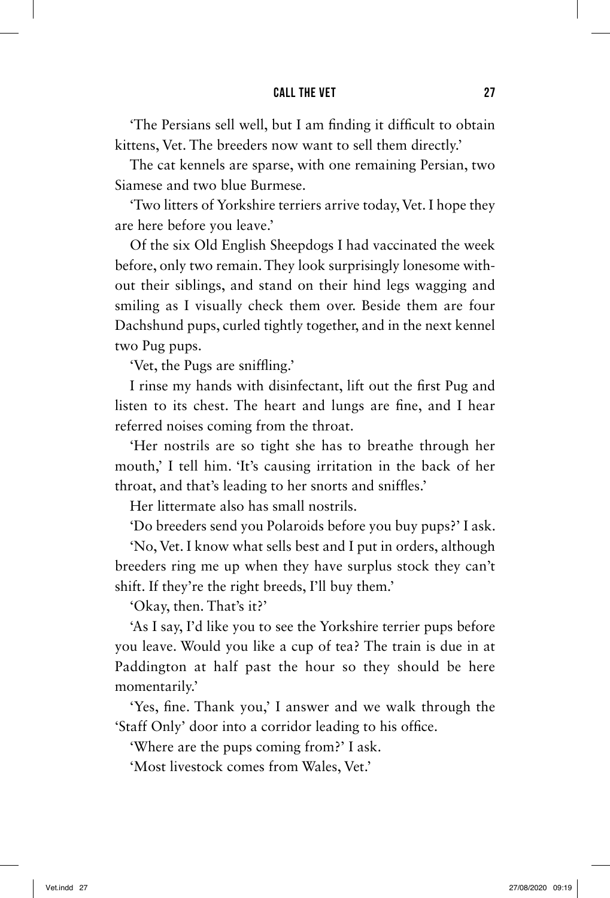'The Persians sell well, but I am finding it difficult to obtain kittens, Vet. The breeders now want to sell them directly.'

The cat kennels are sparse, with one remaining Persian, two Siamese and two blue Burmese.

'Two litters of Yorkshire terriers arrive today, Vet. I hope they are here before you leave.'

Of the six Old English Sheepdogs I had vaccinated the week before, only two remain. They look surprisingly lonesome without their siblings, and stand on their hind legs wagging and smiling as I visually check them over. Beside them are four Dachshund pups, curled tightly together, and in the next kennel two Pug pups.

'Vet, the Pugs are sniffling.'

I rinse my hands with disinfectant, lift out the first Pug and listen to its chest. The heart and lungs are fine, and I hear referred noises coming from the throat.

'Her nostrils are so tight she has to breathe through her mouth,' I tell him. 'It's causing irritation in the back of her throat, and that's leading to her snorts and sniffles.'

Her littermate also has small nostrils.

'Do breeders send you Polaroids before you buy pups?' I ask.

'No, Vet. I know what sells best and I put in orders, although breeders ring me up when they have surplus stock they can't shift. If they're the right breeds, I'll buy them.'

'Okay, then. That's it?'

'As I say, I'd like you to see the Yorkshire terrier pups before you leave. Would you like a cup of tea? The train is due in at Paddington at half past the hour so they should be here momentarily.'

'Yes, fine. Thank you,' I answer and we walk through the 'Staff Only' door into a corridor leading to his office.

'Where are the pups coming from?' I ask.

'Most livestock comes from Wales, Vet.'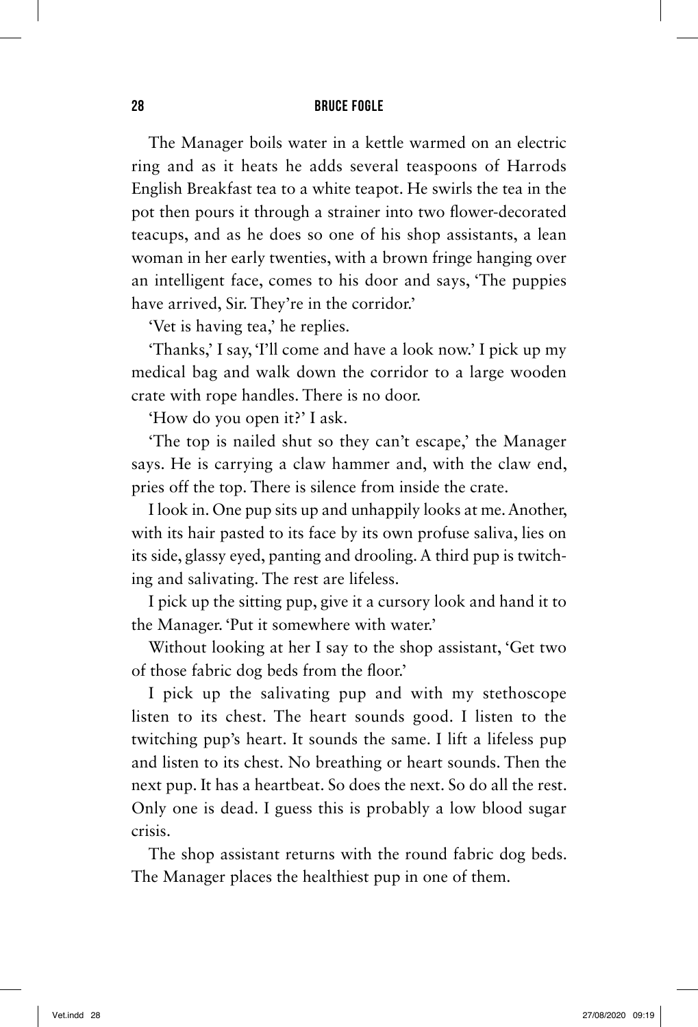The Manager boils water in a kettle warmed on an electric ring and as it heats he adds several teaspoons of Harrods English Breakfast tea to a white teapot. He swirls the tea in the pot then pours it through a strainer into two flower-decorated teacups, and as he does so one of his shop assistants, a lean woman in her early twenties, with a brown fringe hanging over an intelligent face, comes to his door and says, 'The puppies have arrived, Sir. They're in the corridor.'

'Vet is having tea,' he replies.

'Thanks,' I say, 'I'll come and have a look now.' I pick up my medical bag and walk down the corridor to a large wooden crate with rope handles. There is no door.

'How do you open it?' I ask.

'The top is nailed shut so they can't escape,' the Manager says. He is carrying a claw hammer and, with the claw end, pries off the top. There is silence from inside the crate.

I look in. One pup sits up and unhappily looks at me. Another, with its hair pasted to its face by its own profuse saliva, lies on its side, glassy eyed, panting and drooling. A third pup is twitching and salivating. The rest are lifeless.

I pick up the sitting pup, give it a cursory look and hand it to the Manager. 'Put it somewhere with water.'

Without looking at her I say to the shop assistant, 'Get two of those fabric dog beds from the floor.'

I pick up the salivating pup and with my stethoscope listen to its chest. The heart sounds good. I listen to the twitching pup's heart. It sounds the same. I lift a lifeless pup and listen to its chest. No breathing or heart sounds. Then the next pup. It has a heartbeat. So does the next. So do all the rest. Only one is dead. I guess this is probably a low blood sugar crisis.

The shop assistant returns with the round fabric dog beds. The Manager places the healthiest pup in one of them.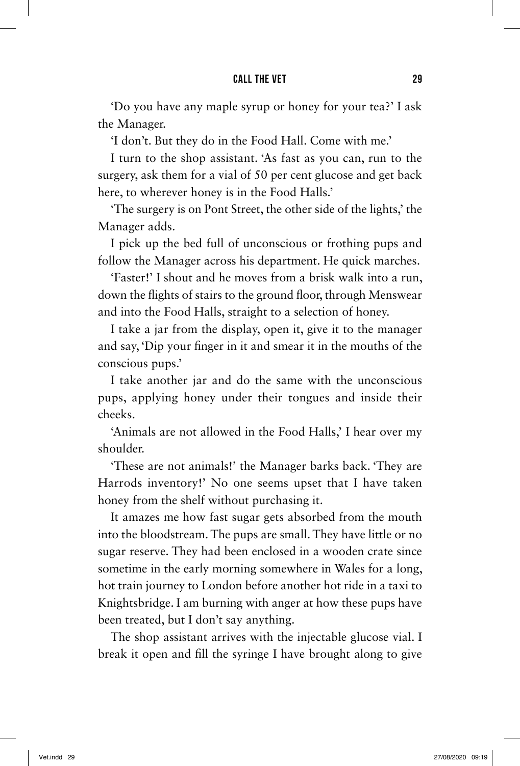'Do you have any maple syrup or honey for your tea?' I ask the Manager.

'I don't. But they do in the Food Hall. Come with me.'

I turn to the shop assistant. 'As fast as you can, run to the surgery, ask them for a vial of 50 per cent glucose and get back here, to wherever honey is in the Food Halls.'

'The surgery is on Pont Street, the other side of the lights,' the Manager adds.

I pick up the bed full of unconscious or frothing pups and follow the Manager across his department. He quick marches.

'Faster!' I shout and he moves from a brisk walk into a run, down the flights of stairs to the ground floor, through Menswear and into the Food Halls, straight to a selection of honey.

I take a jar from the display, open it, give it to the manager and say, 'Dip your finger in it and smear it in the mouths of the conscious pups.'

I take another jar and do the same with the unconscious pups, applying honey under their tongues and inside their cheeks.

'Animals are not allowed in the Food Halls,' I hear over my shoulder.

'These are not animals!' the Manager barks back. 'They are Harrods inventory!' No one seems upset that I have taken honey from the shelf without purchasing it.

It amazes me how fast sugar gets absorbed from the mouth into the bloodstream. The pups are small. They have little or no sugar reserve. They had been enclosed in a wooden crate since sometime in the early morning somewhere in Wales for a long, hot train journey to London before another hot ride in a taxi to Knightsbridge. I am burning with anger at how these pups have been treated, but I don't say anything.

The shop assistant arrives with the injectable glucose vial. I break it open and fill the syringe I have brought along to give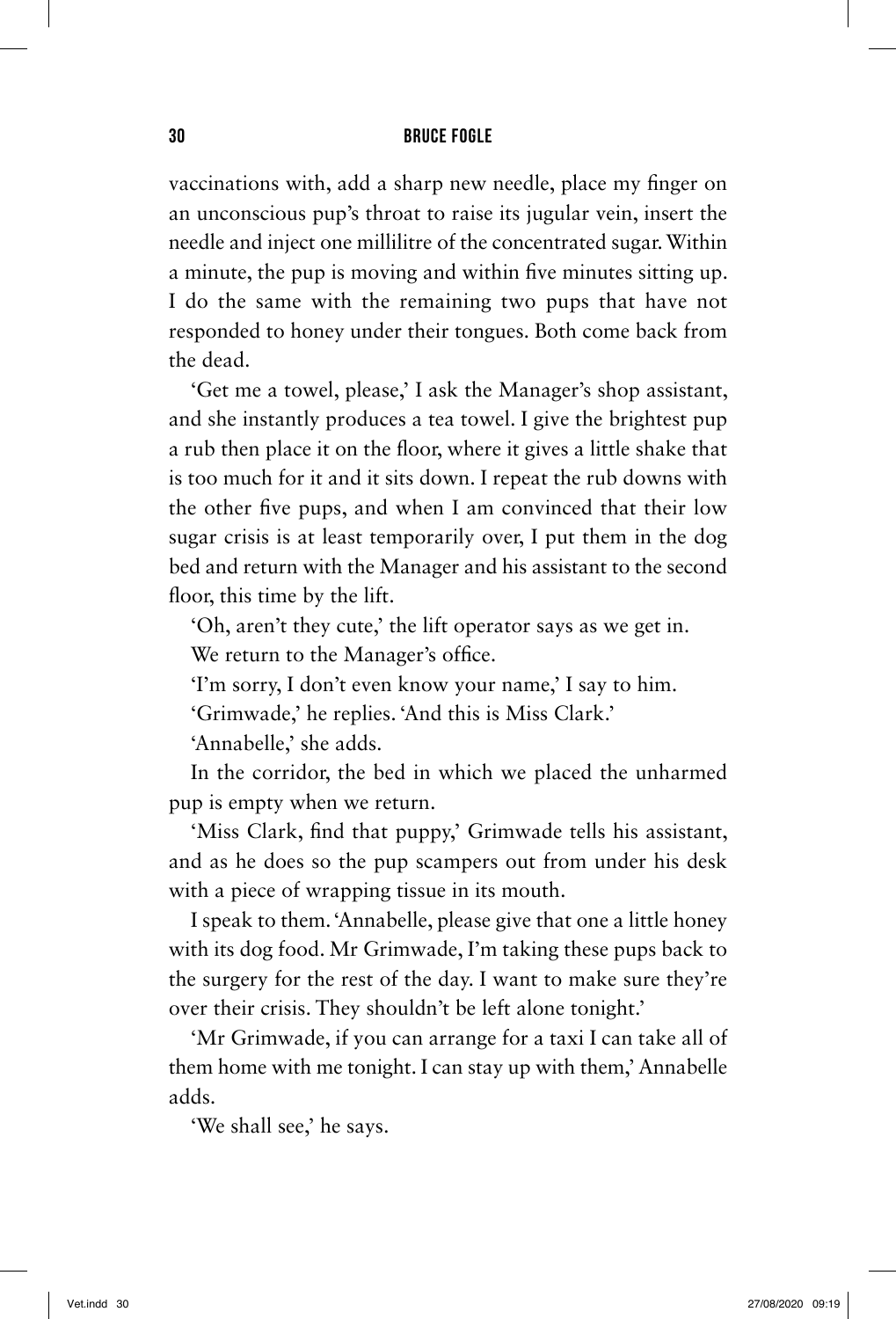vaccinations with, add a sharp new needle, place my finger on an unconscious pup's throat to raise its jugular vein, insert the needle and inject one millilitre of the concentrated sugar. Within a minute, the pup is moving and within five minutes sitting up. I do the same with the remaining two pups that have not responded to honey under their tongues. Both come back from the dead.

'Get me a towel, please,' I ask the Manager's shop assistant, and she instantly produces a tea towel. I give the brightest pup a rub then place it on the floor, where it gives a little shake that is too much for it and it sits down. I repeat the rub downs with the other five pups, and when I am convinced that their low sugar crisis is at least temporarily over, I put them in the dog bed and return with the Manager and his assistant to the second floor, this time by the lift.

'Oh, aren't they cute,' the lift operator says as we get in.

We return to the Manager's office.

'I'm sorry, I don't even know your name,' I say to him.

'Grimwade,' he replies. 'And this is Miss Clark.'

'Annabelle,' she adds.

In the corridor, the bed in which we placed the unharmed pup is empty when we return.

'Miss Clark, find that puppy,' Grimwade tells his assistant, and as he does so the pup scampers out from under his desk with a piece of wrapping tissue in its mouth.

I speak to them. 'Annabelle, please give that one a little honey with its dog food. Mr Grimwade, I'm taking these pups back to the surgery for the rest of the day. I want to make sure they're over their crisis. They shouldn't be left alone tonight.'

'Mr Grimwade, if you can arrange for a taxi I can take all of them home with me tonight. I can stay up with them,' Annabelle adds.

'We shall see,' he says.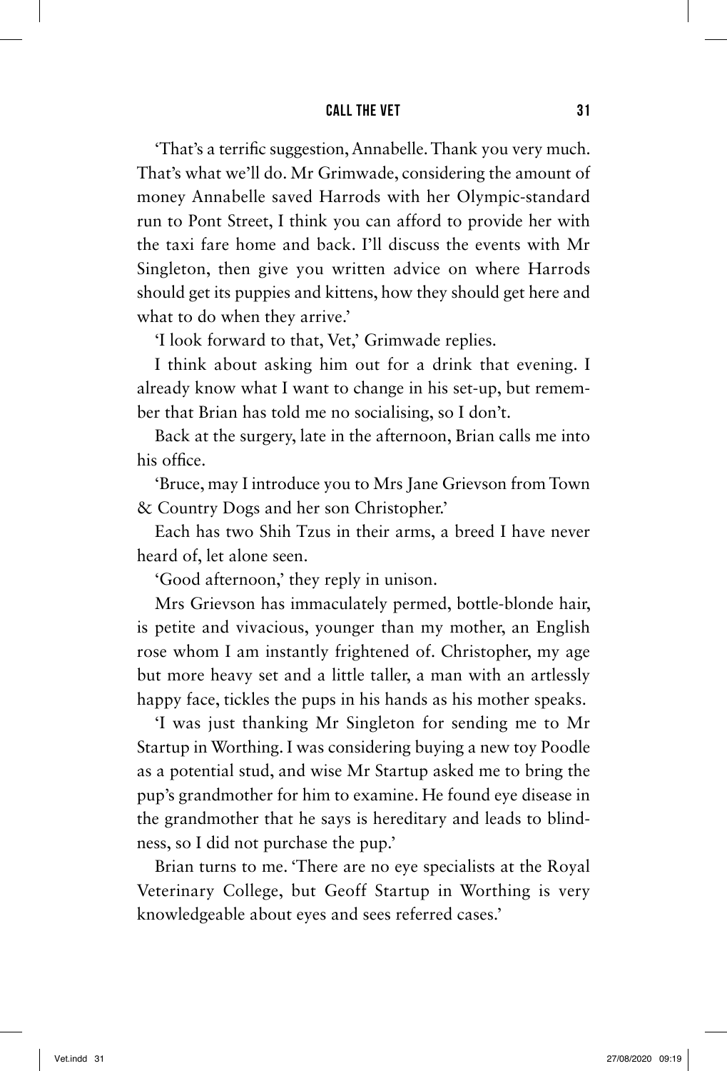'That's a terrific suggestion, Annabelle. Thank you very much. That's what we'll do. Mr Grimwade, considering the amount of money Annabelle saved Harrods with her Olympic-standard run to Pont Street, I think you can afford to provide her with the taxi fare home and back. I'll discuss the events with Mr Singleton, then give you written advice on where Harrods should get its puppies and kittens, how they should get here and what to do when they arrive.'

'I look forward to that, Vet,' Grimwade replies.

I think about asking him out for a drink that evening. I already know what I want to change in his set-up, but remember that Brian has told me no socialising, so I don't.

Back at the surgery, late in the afternoon, Brian calls me into his office.

'Bruce, may I introduce you to Mrs Jane Grievson from Town & Country Dogs and her son Christopher.'

Each has two Shih Tzus in their arms, a breed I have never heard of, let alone seen.

'Good afternoon,' they reply in unison.

Mrs Grievson has immaculately permed, bottle-blonde hair, is petite and vivacious, younger than my mother, an English rose whom I am instantly frightened of. Christopher, my age but more heavy set and a little taller, a man with an artlessly happy face, tickles the pups in his hands as his mother speaks.

'I was just thanking Mr Singleton for sending me to Mr Startup in Worthing. I was considering buying a new toy Poodle as a potential stud, and wise Mr Startup asked me to bring the pup's grandmother for him to examine. He found eye disease in the grandmother that he says is hereditary and leads to blindness, so I did not purchase the pup.'

Brian turns to me. 'There are no eye specialists at the Royal Veterinary College, but Geoff Startup in Worthing is very knowledgeable about eyes and sees referred cases.'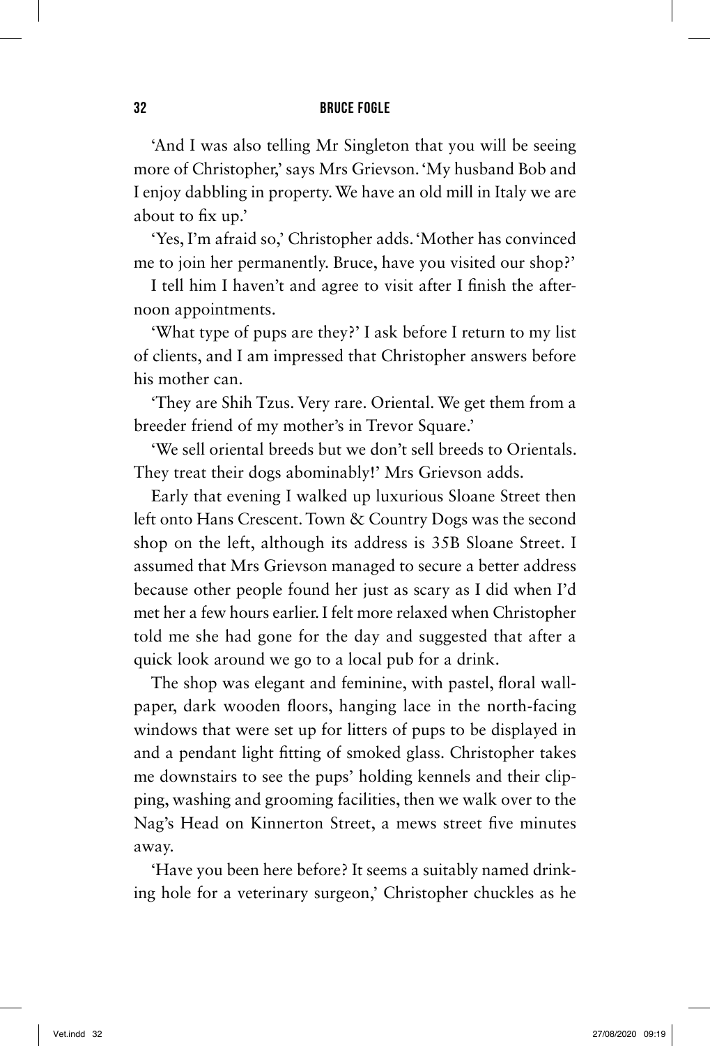'And I was also telling Mr Singleton that you will be seeing more of Christopher,' says Mrs Grievson. 'My husband Bob and I enjoy dabbling in property. We have an old mill in Italy we are about to fix up.'

'Yes, I'm afraid so,' Christopher adds. 'Mother has convinced me to join her permanently. Bruce, have you visited our shop?'

I tell him I haven't and agree to visit after I finish the afternoon appointments.

'What type of pups are they?' I ask before I return to my list of clients, and I am impressed that Christopher answers before his mother can.

'They are Shih Tzus. Very rare. Oriental. We get them from a breeder friend of my mother's in Trevor Square.'

'We sell oriental breeds but we don't sell breeds to Orientals. They treat their dogs abominably!' Mrs Grievson adds.

Early that evening I walked up luxurious Sloane Street then left onto Hans Crescent. Town & Country Dogs was the second shop on the left, although its address is 35B Sloane Street. I assumed that Mrs Grievson managed to secure a better address because other people found her just as scary as I did when I'd met her a few hours earlier. I felt more relaxed when Christopher told me she had gone for the day and suggested that after a quick look around we go to a local pub for a drink.

The shop was elegant and feminine, with pastel, floral wallpaper, dark wooden floors, hanging lace in the north-facing windows that were set up for litters of pups to be displayed in and a pendant light fitting of smoked glass. Christopher takes me downstairs to see the pups' holding kennels and their clipping, washing and grooming facilities, then we walk over to the Nag's Head on Kinnerton Street, a mews street five minutes away.

'Have you been here before? It seems a suitably named drinking hole for a veterinary surgeon,' Christopher chuckles as he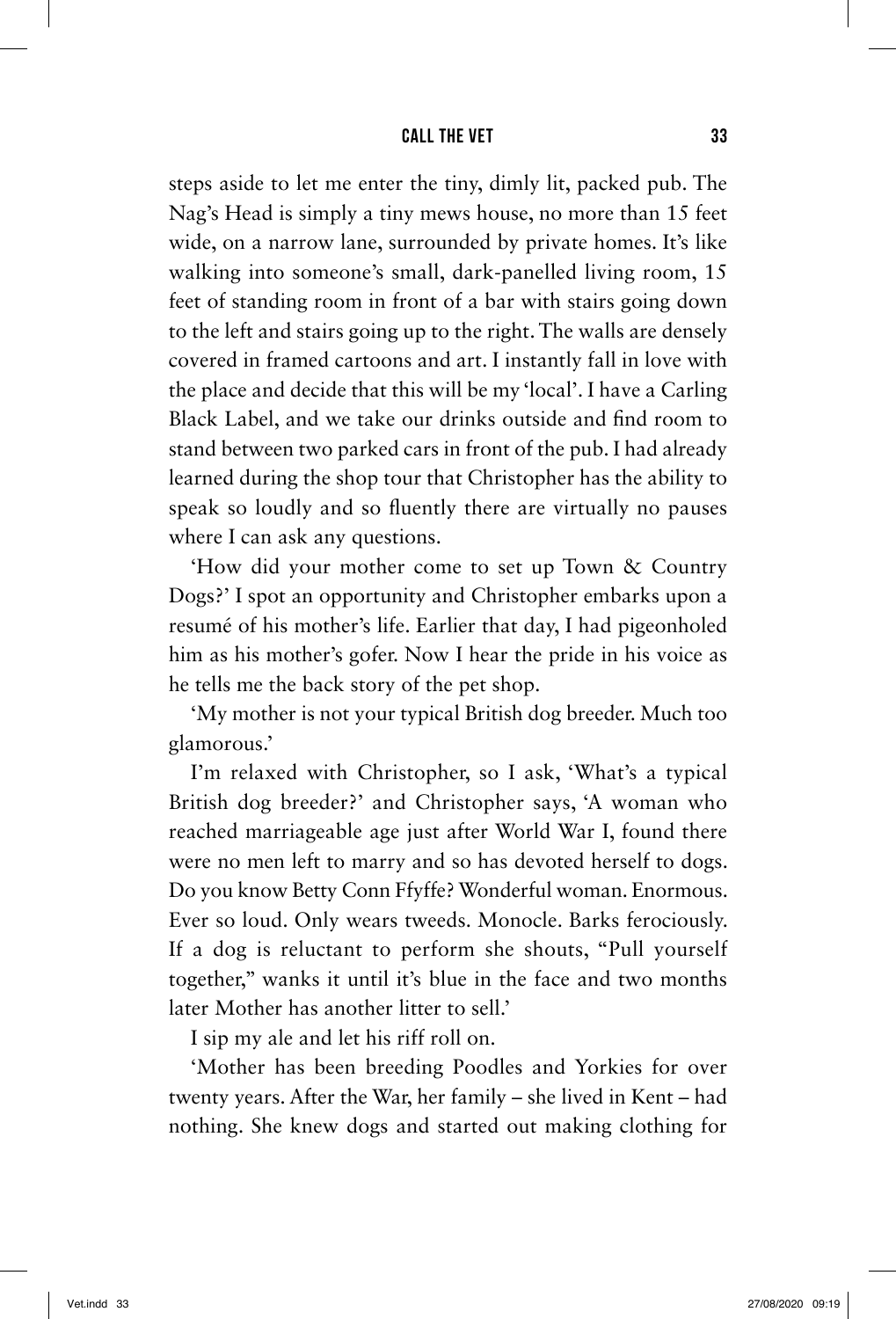steps aside to let me enter the tiny, dimly lit, packed pub. The Nag's Head is simply a tiny mews house, no more than 15 feet wide, on a narrow lane, surrounded by private homes. It's like walking into someone's small, dark-panelled living room, 15 feet of standing room in front of a bar with stairs going down to the left and stairs going up to the right. The walls are densely covered in framed cartoons and art. I instantly fall in love with the place and decide that this will be my 'local'. I have a Carling Black Label, and we take our drinks outside and find room to stand between two parked cars in front of the pub. I had already learned during the shop tour that Christopher has the ability to speak so loudly and so fluently there are virtually no pauses where I can ask any questions.

'How did your mother come to set up Town & Country Dogs?' I spot an opportunity and Christopher embarks upon a resumé of his mother's life. Earlier that day, I had pigeonholed him as his mother's gofer. Now I hear the pride in his voice as he tells me the back story of the pet shop.

'My mother is not your typical British dog breeder. Much too glamorous.'

I'm relaxed with Christopher, so I ask, 'What's a typical British dog breeder?' and Christopher says, 'A woman who reached marriageable age just after World War I, found there were no men left to marry and so has devoted herself to dogs. Do you know Betty Conn Ffyffe? Wonderful woman. Enormous. Ever so loud. Only wears tweeds. Monocle. Barks ferociously. If a dog is reluctant to perform she shouts, "Pull yourself together," wanks it until it's blue in the face and two months later Mother has another litter to sell.'

I sip my ale and let his riff roll on.

'Mother has been breeding Poodles and Yorkies for over twenty years. After the War, her family – she lived in Kent – had nothing. She knew dogs and started out making clothing for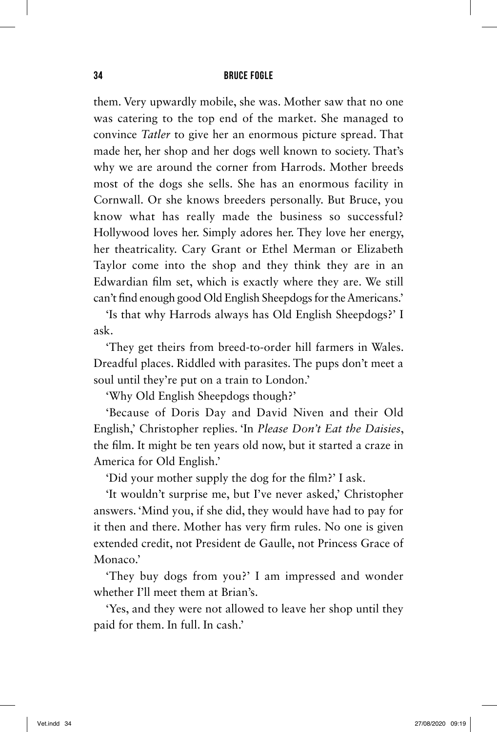them. Very upwardly mobile, she was. Mother saw that no one was catering to the top end of the market. She managed to convince *Tatler* to give her an enormous picture spread. That made her, her shop and her dogs well known to society. That's why we are around the corner from Harrods. Mother breeds most of the dogs she sells. She has an enormous facility in Cornwall. Or she knows breeders personally. But Bruce, you know what has really made the business so successful? Hollywood loves her. Simply adores her. They love her energy, her theatricality. Cary Grant or Ethel Merman or Elizabeth Taylor come into the shop and they think they are in an Edwardian film set, which is exactly where they are. We still can't find enough good Old English Sheepdogs for the Americans.'

'Is that why Harrods always has Old English Sheepdogs?' I ask.

'They get theirs from breed-to-order hill farmers in Wales. Dreadful places. Riddled with parasites. The pups don't meet a soul until they're put on a train to London.'

'Why Old English Sheepdogs though?'

'Because of Doris Day and David Niven and their Old English,' Christopher replies. 'In *Please Don't Eat the Daisies*, the film. It might be ten years old now, but it started a craze in America for Old English.'

'Did your mother supply the dog for the film?' I ask.

'It wouldn't surprise me, but I've never asked,' Christopher answers. 'Mind you, if she did, they would have had to pay for it then and there. Mother has very firm rules. No one is given extended credit, not President de Gaulle, not Princess Grace of Monaco.'

'They buy dogs from you?' I am impressed and wonder whether I'll meet them at Brian's.

'Yes, and they were not allowed to leave her shop until they paid for them. In full. In cash.'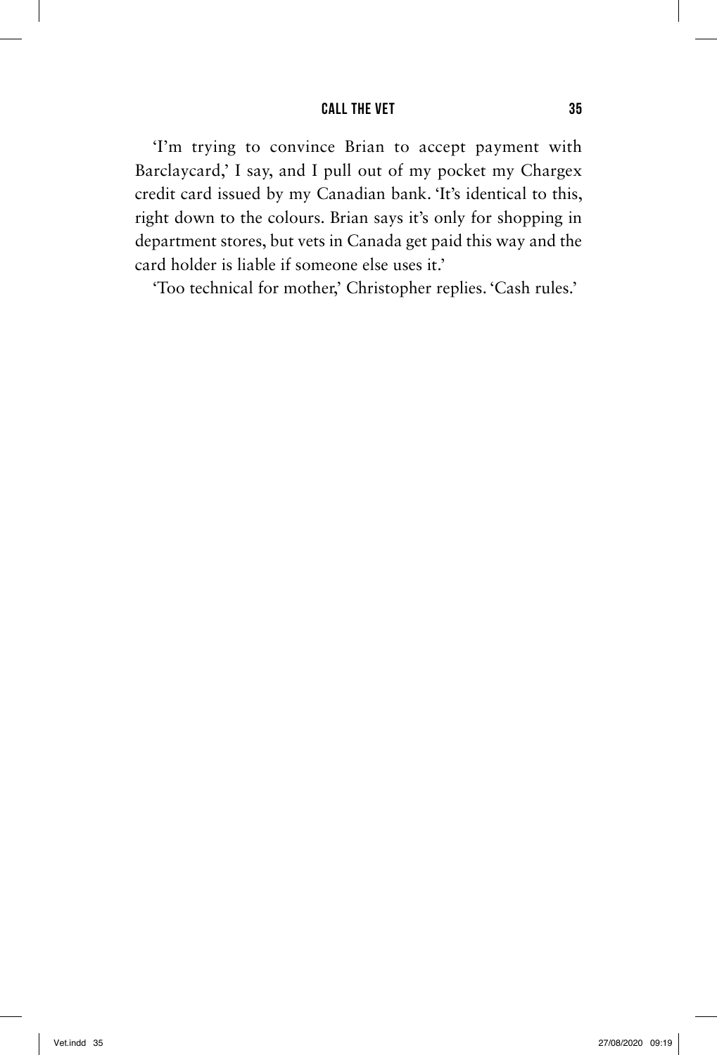'I'm trying to convince Brian to accept payment with Barclaycard,' I say, and I pull out of my pocket my Chargex credit card issued by my Canadian bank. 'It's identical to this, right down to the colours. Brian says it's only for shopping in department stores, but vets in Canada get paid this way and the card holder is liable if someone else uses it.'

'Too technical for mother,' Christopher replies. 'Cash rules.'